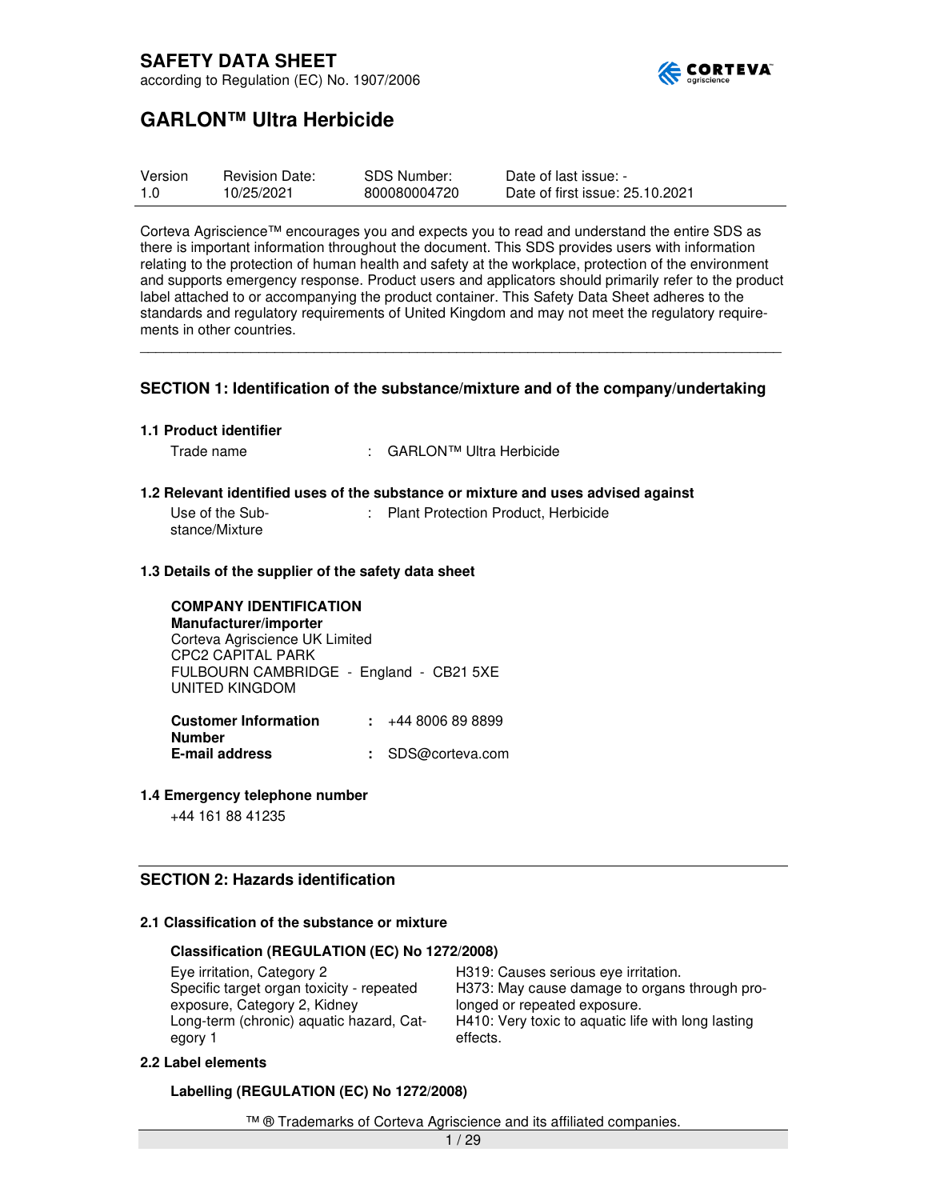# SAFETY DATA SHEET

according to Regulation (EC) No. 1907/2006

## GARLON™ Ultra Herbicide

| Version | Revision Date: | SDS Number: | Date of last issue: - |
|---|---|---|---|
| 1.0 | 10/25/2021 | 800080004720 | Date of first issue: 25.10.2021 |

Corteva Agriscience™ encourages you and expects you to read and understand the entire SDS as there is important information throughout the document. This SDS provides users with information relating to the protection of human health and safety at the workplace, protection of the environment and supports emergency response. Product users and applicators should primarily refer to the product label attached to or accompanying the product container. This Safety Data Sheet adheres to the standards and regulatory requirements of United Kingdom and may not meet the regulatory requirements in other countries.

---

### SECTION 1: Identification of the substance/mixture and of the company/undertaking

#### 1.1 Product identifier

Trade name : GARLON™ Ultra Herbicide

#### 1.2 Relevant identified uses of the substance or mixture and uses advised against

Use of the Substance/Mixture : Plant Protection Product, Herbicide

#### 1.3 Details of the supplier of the safety data sheet

**COMPANY IDENTIFICATION**
**Manufacturer/importer**
Corteva Agriscience UK Limited
CPC2 CAPITAL PARK
FULBOURN CAMBRIDGE - England - CB21 5XE
UNITED KINGDOM

**Customer Information Number** : +44 8006 89 8899
**E-mail address** : SDS@corteva.com

#### 1.4 Emergency telephone number

+44 161 88 41235

### SECTION 2: Hazards identification

#### 2.1 Classification of the substance or mixture

**Classification (REGULATION (EC) No 1272/2008)**

| | |
|---|---|
| Eye irritation, Category 2 | H319: Causes serious eye irritation. |
| Specific target organ toxicity - repeated exposure, Category 2, Kidney | H373: May cause damage to organs through prolonged or repeated exposure. |
| Long-term (chronic) aquatic hazard, Category 1 | H410: Very toxic to aquatic life with long lasting effects. |

#### 2.2 Label elements

**Labelling (REGULATION (EC) No 1272/2008)**

™ ® Trademarks of Corteva Agriscience and its affiliated companies.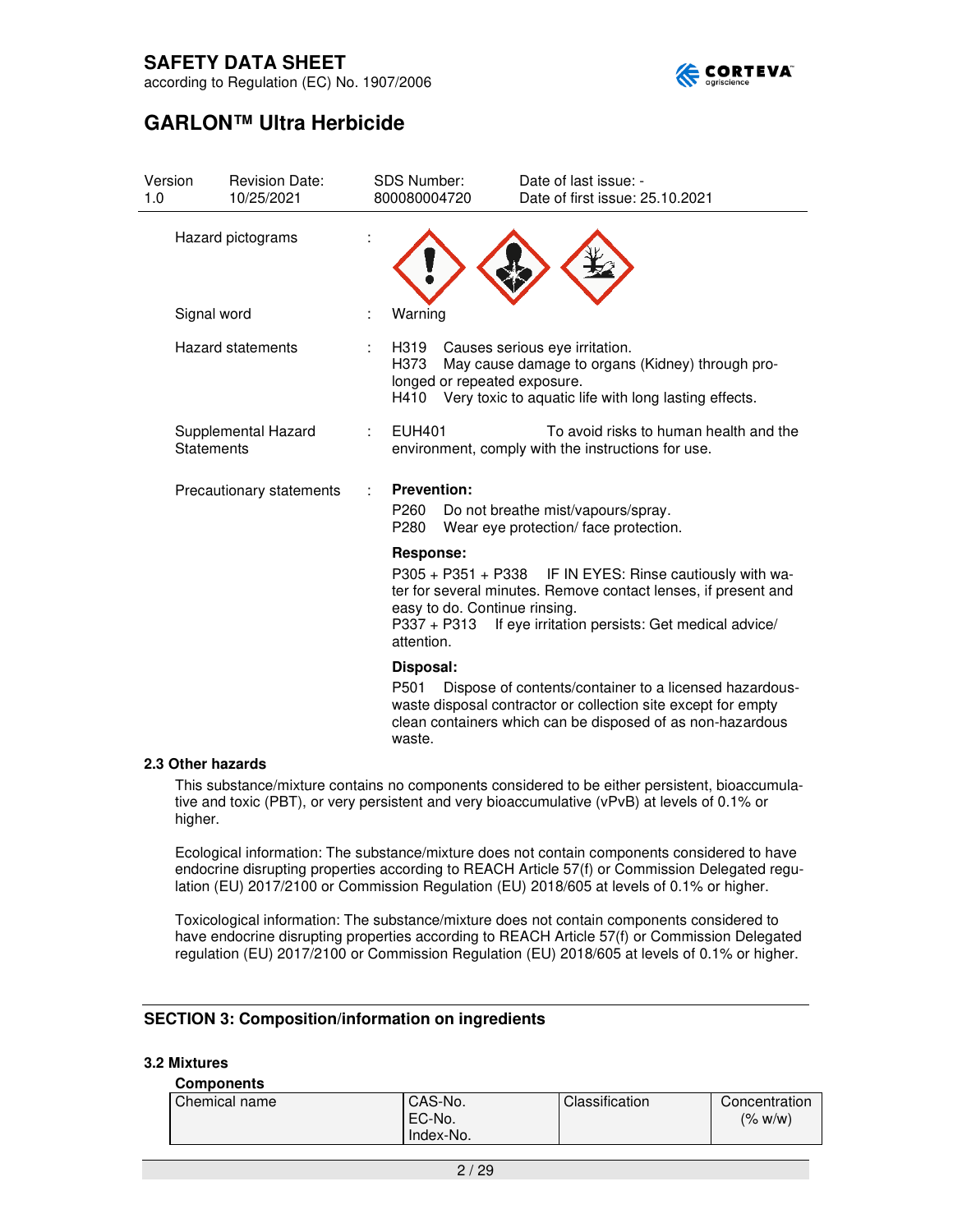| Version | Revision Date: | SDS Number: | Date of last issue: - |
|---|---|---|---|
| 1.0 | 10/25/2021 | 800080004720 | Date of first issue: 25.10.2021 |

Hazard pictograms :

Signal word : Warning

Hazard statements :
H319 Causes serious eye irritation.
H373 May cause damage to organs (Kidney) through prolonged or repeated exposure.
H410 Very toxic to aquatic life with long lasting effects.

Supplemental Hazard Statements :
EUH401 To avoid risks to human health and the environment, comply with the instructions for use.

Precautionary statements :

**Prevention:**
P260 Do not breathe mist/vapours/spray.
P280 Wear eye protection/ face protection.

**Response:**
P305 + P351 + P338 IF IN EYES: Rinse cautiously with water for several minutes. Remove contact lenses, if present and easy to do. Continue rinsing.
P337 + P313 If eye irritation persists: Get medical advice/ attention.

**Disposal:**
P501 Dispose of contents/container to a licensed hazardous-waste disposal contractor or collection site except for empty clean containers which can be disposed of as non-hazardous waste.

### 2.3 Other hazards

This substance/mixture contains no components considered to be either persistent, bioaccumulative and toxic (PBT), or very persistent and very bioaccumulative (vPvB) at levels of 0.1% or higher.

Ecological information: The substance/mixture does not contain components considered to have endocrine disrupting properties according to REACH Article 57(f) or Commission Delegated regulation (EU) 2017/2100 or Commission Regulation (EU) 2018/605 at levels of 0.1% or higher.

Toxicological information: The substance/mixture does not contain components considered to have endocrine disrupting properties according to REACH Article 57(f) or Commission Delegated regulation (EU) 2017/2100 or Commission Regulation (EU) 2018/605 at levels of 0.1% or higher.

## SECTION 3: Composition/information on ingredients

### 3.2 Mixtures

**Components**

| Chemical name | CAS-No.<br>EC-No.<br>Index-No. | Classification | Concentration (% w/w) |
|---|---|---|---|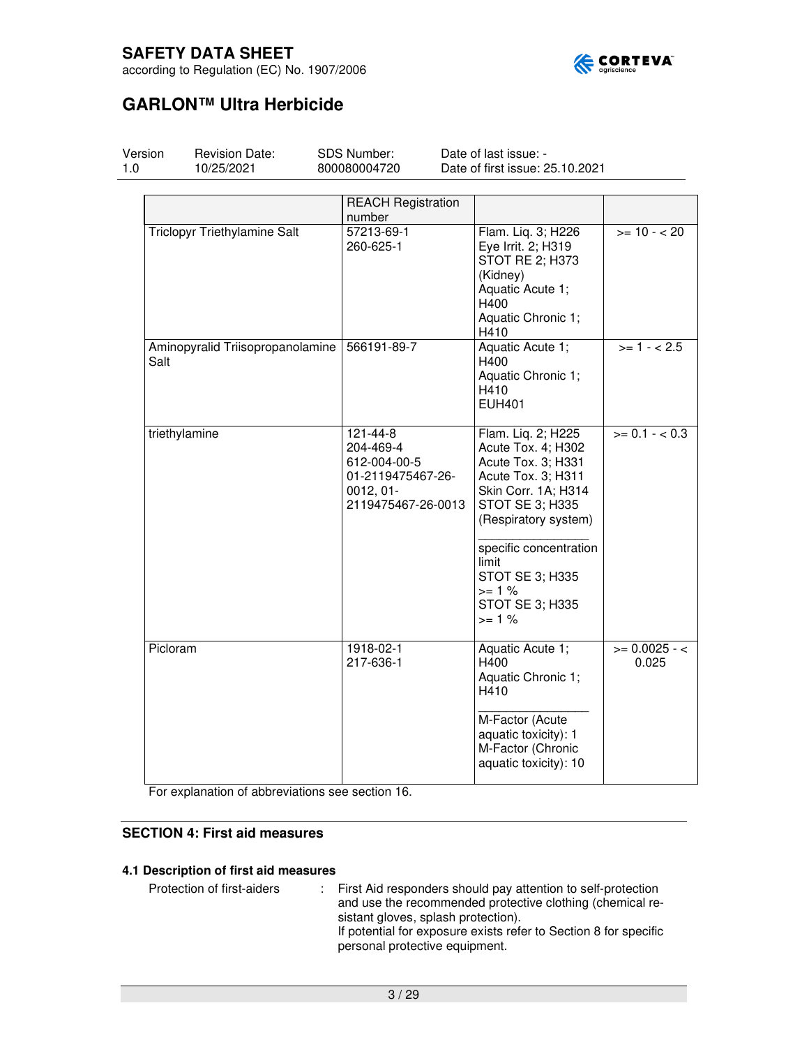| | REACH Registration number | | |
|---|---|---|---|
| Triclopyr Triethylamine Salt | 57213-69-1<br>260-625-1 | Flam. Liq. 3; H226<br>Eye Irrit. 2; H319<br>STOT RE 2; H373 (Kidney)<br>Aquatic Acute 1; H400<br>Aquatic Chronic 1; H410 | >= 10 - < 20 |
| Aminopyralid Triisopropanolamine Salt | 566191-89-7 | Aquatic Acute 1; H400<br>Aquatic Chronic 1; H410<br>EUH401 | >= 1 - < 2.5 |
| triethylamine | 121-44-8<br>204-469-4<br>612-004-00-5<br>01-2119475467-26-0012, 01-2119475467-26-0013 | Flam. Liq. 2; H225<br>Acute Tox. 4; H302<br>Acute Tox. 3; H331<br>Acute Tox. 3; H311<br>Skin Corr. 1A; H314<br>STOT SE 3; H335 (Respiratory system)<br>________________<br>specific concentration limit<br>STOT SE 3; H335 >= 1 %<br>STOT SE 3; H335 >= 1 % | >= 0.1 - < 0.3 |
| Picloram | 1918-02-1<br>217-636-1 | Aquatic Acute 1; H400<br>Aquatic Chronic 1; H410<br>________________<br>M-Factor (Acute aquatic toxicity): 1<br>M-Factor (Chronic aquatic toxicity): 10 | >= 0.0025 - < 0.025 |

For explanation of abbreviations see section 16.

## SECTION 4: First aid measures

### 4.1 Description of first aid measures

Protection of first-aiders : First Aid responders should pay attention to self-protection and use the recommended protective clothing (chemical resistant gloves, splash protection).
If potential for exposure exists refer to Section 8 for specific personal protective equipment.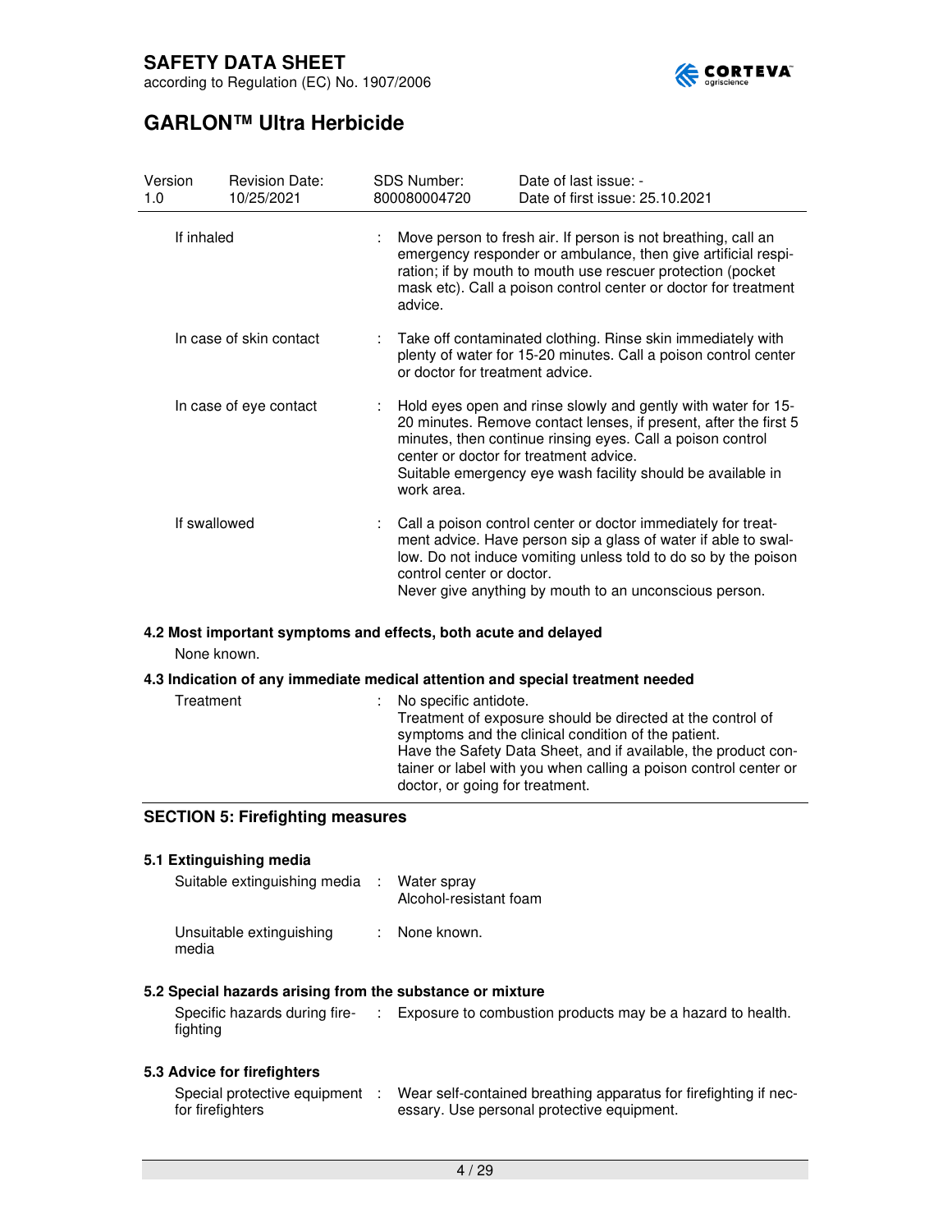| Version | Revision Date: | SDS Number: | Date of last issue: - |
|---|---|---|---|
| 1.0 | 10/25/2021 | 800080004720 | Date of first issue: 25.10.2021 |

If inhaled : Move person to fresh air. If person is not breathing, call an emergency responder or ambulance, then give artificial respiration; if by mouth to mouth use rescuer protection (pocket mask etc). Call a poison control center or doctor for treatment advice.

In case of skin contact : Take off contaminated clothing. Rinse skin immediately with plenty of water for 15-20 minutes. Call a poison control center or doctor for treatment advice.

In case of eye contact : Hold eyes open and rinse slowly and gently with water for 15-20 minutes. Remove contact lenses, if present, after the first 5 minutes, then continue rinsing eyes. Call a poison control center or doctor for treatment advice.
Suitable emergency eye wash facility should be available in work area.

If swallowed : Call a poison control center or doctor immediately for treatment advice. Have person sip a glass of water if able to swallow. Do not induce vomiting unless told to do so by the poison control center or doctor.
Never give anything by mouth to an unconscious person.

### 4.2 Most important symptoms and effects, both acute and delayed

None known.

### 4.3 Indication of any immediate medical attention and special treatment needed

Treatment : No specific antidote.
Treatment of exposure should be directed at the control of symptoms and the clinical condition of the patient.
Have the Safety Data Sheet, and if available, the product container or label with you when calling a poison control center or doctor, or going for treatment.

## SECTION 5: Firefighting measures

### 5.1 Extinguishing media

Suitable extinguishing media : Water spray
Alcohol-resistant foam

Unsuitable extinguishing media : None known.

### 5.2 Special hazards arising from the substance or mixture

Specific hazards during firefighting : Exposure to combustion products may be a hazard to health.

### 5.3 Advice for firefighters

Special protective equipment for firefighters : Wear self-contained breathing apparatus for firefighting if necessary. Use personal protective equipment.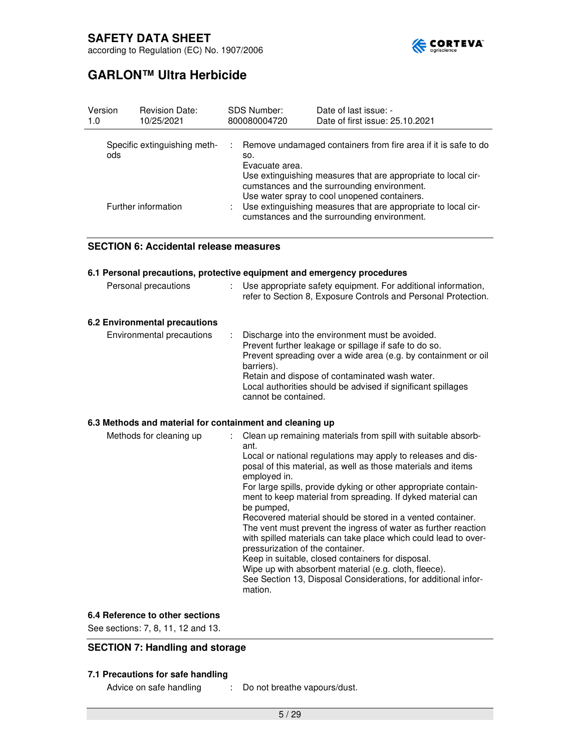Specific extinguishing methods : Remove undamaged containers from fire area if it is safe to do so.
Evacuate area.
Use extinguishing measures that are appropriate to local circumstances and the surrounding environment.
Use water spray to cool unopened containers.

Further information : Use extinguishing measures that are appropriate to local circumstances and the surrounding environment.

## SECTION 6: Accidental release measures

### 6.1 Personal precautions, protective equipment and emergency procedures

Personal precautions : Use appropriate safety equipment. For additional information, refer to Section 8, Exposure Controls and Personal Protection.

### 6.2 Environmental precautions

Environmental precautions : Discharge into the environment must be avoided.
Prevent further leakage or spillage if safe to do so.
Prevent spreading over a wide area (e.g. by containment or oil barriers).
Retain and dispose of contaminated wash water.
Local authorities should be advised if significant spillages cannot be contained.

### 6.3 Methods and material for containment and cleaning up

Methods for cleaning up : Clean up remaining materials from spill with suitable absorbant.
Local or national regulations may apply to releases and disposal of this material, as well as those materials and items employed in.
For large spills, provide dyking or other appropriate containment to keep material from spreading. If dyked material can be pumped,
Recovered material should be stored in a vented container.
The vent must prevent the ingress of water as further reaction with spilled materials can take place which could lead to overpressurization of the container.
Keep in suitable, closed containers for disposal.
Wipe up with absorbent material (e.g. cloth, fleece).
See Section 13, Disposal Considerations, for additional information.

### 6.4 Reference to other sections

See sections: 7, 8, 11, 12 and 13.

## SECTION 7: Handling and storage

### 7.1 Precautions for safe handling

Advice on safe handling : Do not breathe vapours/dust.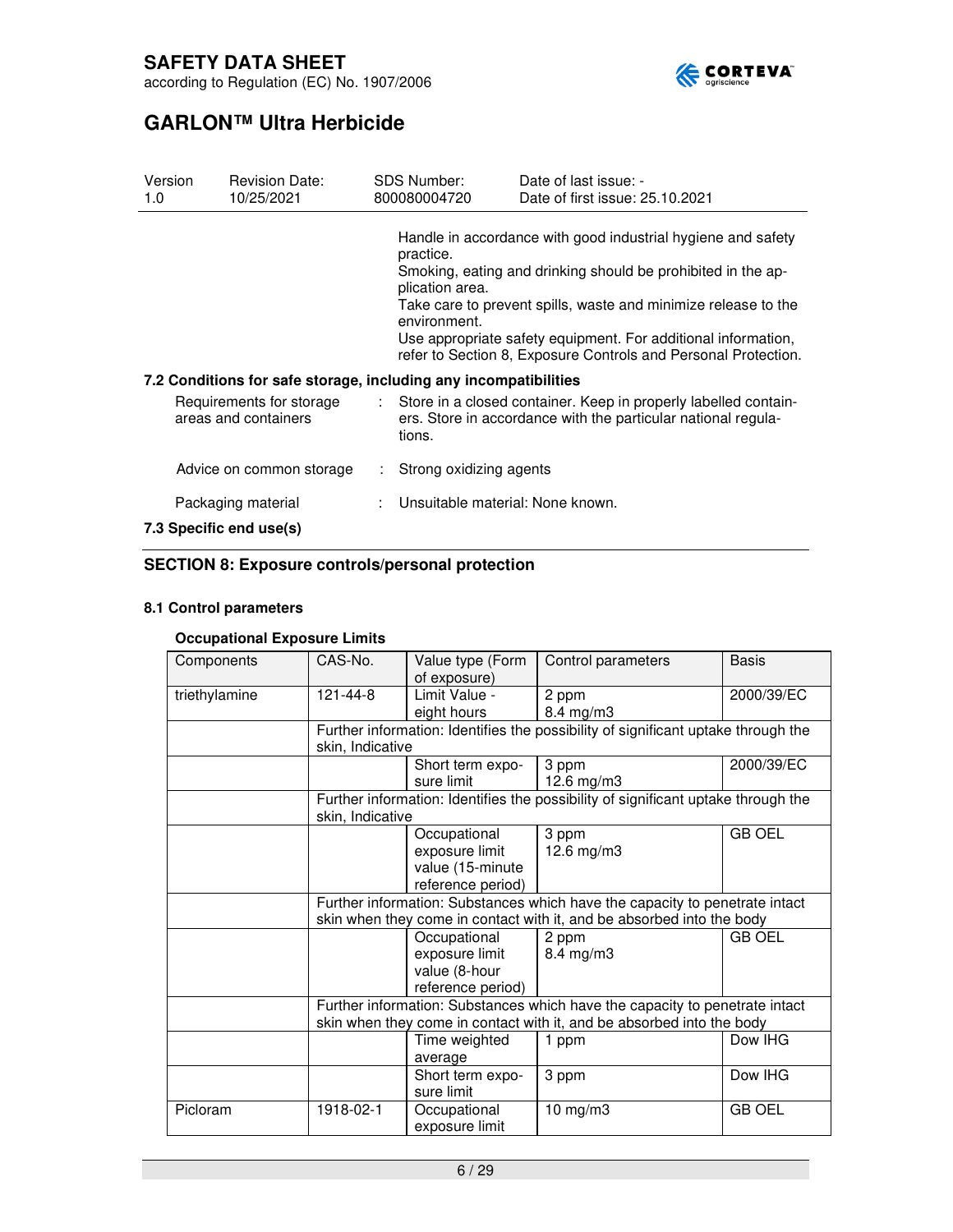Handle in accordance with good industrial hygiene and safety practice.
Smoking, eating and drinking should be prohibited in the application area.
Take care to prevent spills, waste and minimize release to the environment.
Use appropriate safety equipment. For additional information, refer to Section 8, Exposure Controls and Personal Protection.

### 7.2 Conditions for safe storage, including any incompatibilities

Requirements for storage areas and containers : Store in a closed container. Keep in properly labelled containers. Store in accordance with the particular national regulations.

Advice on common storage : Strong oxidizing agents

Packaging material : Unsuitable material: None known.

### 7.3 Specific end use(s)

## SECTION 8: Exposure controls/personal protection

### 8.1 Control parameters

**Occupational Exposure Limits**

| Components | CAS-No. | Value type (Form of exposure) | Control parameters | Basis |
|---|---|---|---|---|
| triethylamine | 121-44-8 | Limit Value - eight hours | 2 ppm 8.4 mg/m3 | 2000/39/EC |
| | Further information: Identifies the possibility of significant uptake through the skin, Indicative | | | |
| | | Short term exposure limit | 3 ppm 12.6 mg/m3 | 2000/39/EC |
| | Further information: Identifies the possibility of significant uptake through the skin, Indicative | | | |
| | | Occupational exposure limit value (15-minute reference period) | 3 ppm 12.6 mg/m3 | GB OEL |
| | Further information: Substances which have the capacity to penetrate intact skin when they come in contact with it, and be absorbed into the body | | | |
| | | Occupational exposure limit value (8-hour reference period) | 2 ppm 8.4 mg/m3 | GB OEL |
| | Further information: Substances which have the capacity to penetrate intact skin when they come in contact with it, and be absorbed into the body | | | |
| | | Time weighted average | 1 ppm | Dow IHG |
| | | Short term exposure limit | 3 ppm | Dow IHG |
| Picloram | 1918-02-1 | Occupational exposure limit | 10 mg/m3 | GB OEL |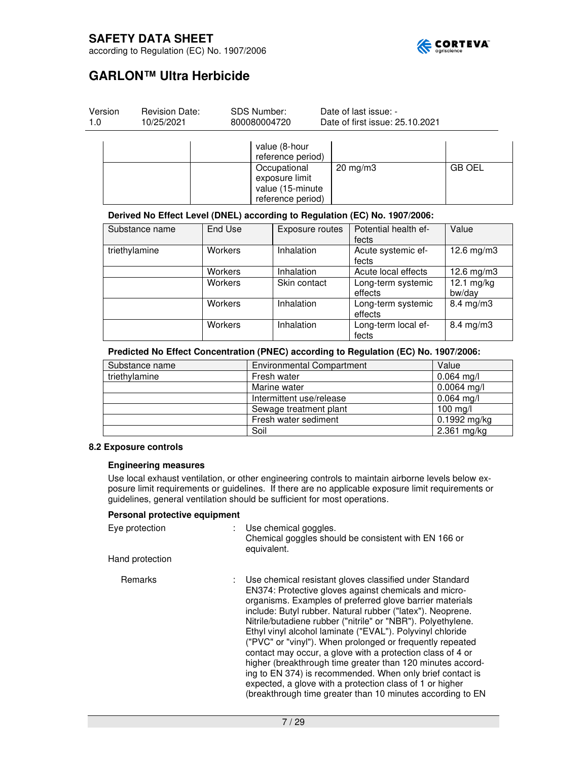| | | value (8-hour reference period) | | |
|---|---|---|---|---|
| | | Occupational exposure limit value (15-minute reference period) | 20 mg/m3 | GB OEL |

**Derived No Effect Level (DNEL) according to Regulation (EC) No. 1907/2006:**

| Substance name | End Use | Exposure routes | Potential health effects | Value |
|---|---|---|---|---|
| triethylamine | Workers | Inhalation | Acute systemic effects | 12.6 mg/m3 |
| | Workers | Inhalation | Acute local effects | 12.6 mg/m3 |
| | Workers | Skin contact | Long-term systemic effects | 12.1 mg/kg bw/day |
| | Workers | Inhalation | Long-term systemic effects | 8.4 mg/m3 |
| | Workers | Inhalation | Long-term local effects | 8.4 mg/m3 |

**Predicted No Effect Concentration (PNEC) according to Regulation (EC) No. 1907/2006:**

| Substance name | Environmental Compartment | Value |
|---|---|---|
| triethylamine | Fresh water | 0.064 mg/l |
| | Marine water | 0.0064 mg/l |
| | Intermittent use/release | 0.064 mg/l |
| | Sewage treatment plant | 100 mg/l |
| | Fresh water sediment | 0.1992 mg/kg |
| | Soil | 2.361 mg/kg |

### 8.2 Exposure controls

**Engineering measures**

Use local exhaust ventilation, or other engineering controls to maintain airborne levels below exposure limit requirements or guidelines. If there are no applicable exposure limit requirements or guidelines, general ventilation should be sufficient for most operations.

**Personal protective equipment**

Eye protection : Use chemical goggles.
Chemical goggles should be consistent with EN 166 or equivalent.

Hand protection

Remarks : Use chemical resistant gloves classified under Standard EN374: Protective gloves against chemicals and micro-organisms. Examples of preferred glove barrier materials include: Butyl rubber. Natural rubber ("latex"). Neoprene. Nitrile/butadiene rubber ("nitrile" or "NBR"). Polyethylene. Ethyl vinyl alcohol laminate ("EVAL"). Polyvinyl chloride ("PVC" or "vinyl"). When prolonged or frequently repeated contact may occur, a glove with a protection class of 4 or higher (breakthrough time greater than 120 minutes according to EN 374) is recommended. When only brief contact is expected, a glove with a protection class of 1 or higher (breakthrough time greater than 10 minutes according to EN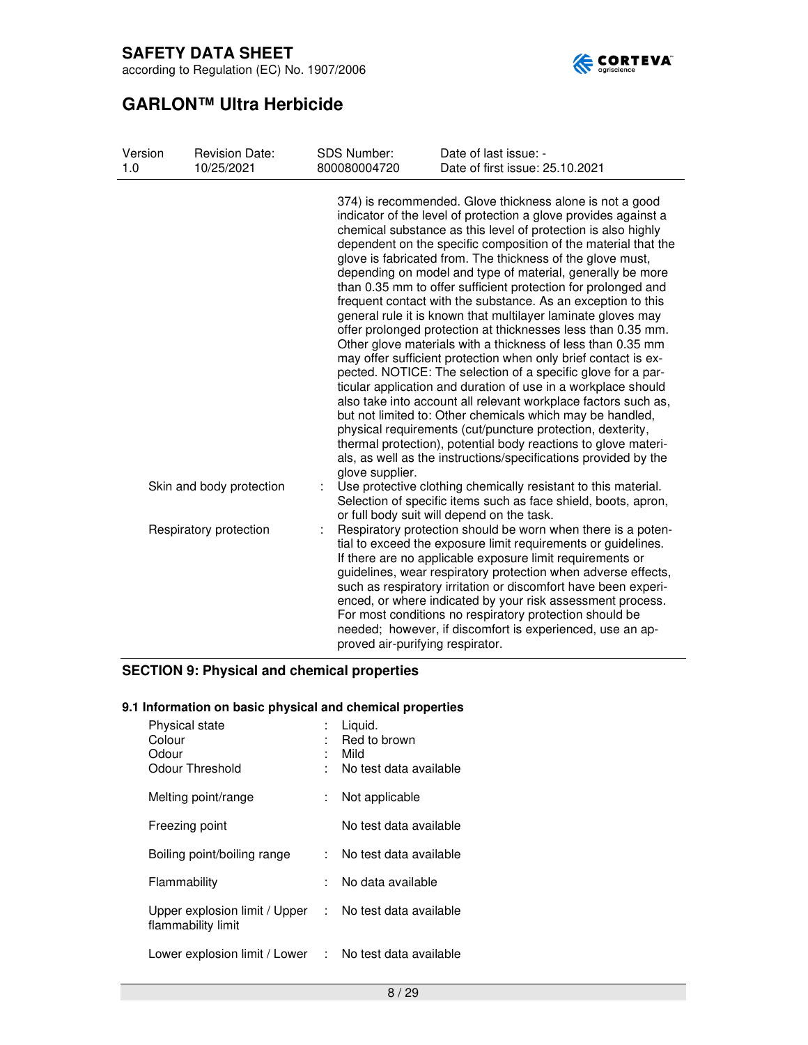374) is recommended. Glove thickness alone is not a good indicator of the level of protection a glove provides against a chemical substance as this level of protection is also highly dependent on the specific composition of the material that the glove is fabricated from. The thickness of the glove must, depending on model and type of material, generally be more than 0.35 mm to offer sufficient protection for prolonged and frequent contact with the substance. As an exception to this general rule it is known that multilayer laminate gloves may offer prolonged protection at thicknesses less than 0.35 mm. Other glove materials with a thickness of less than 0.35 mm may offer sufficient protection when only brief contact is expected. NOTICE: The selection of a specific glove for a particular application and duration of use in a workplace should also take into account all relevant workplace factors such as, but not limited to: Other chemicals which may be handled, physical requirements (cut/puncture protection, dexterity, thermal protection), potential body reactions to glove materials, as well as the instructions/specifications provided by the glove supplier.

| | | |
|---|---|---|
| Skin and body protection | : | Use protective clothing chemically resistant to this material. Selection of specific items such as face shield, boots, apron, or full body suit will depend on the task. |
| Respiratory protection | : | Respiratory protection should be worn when there is a potential to exceed the exposure limit requirements or guidelines. If there are no applicable exposure limit requirements or guidelines, wear respiratory protection when adverse effects, such as respiratory irritation or discomfort have been experienced, or where indicated by your risk assessment process. For most conditions no respiratory protection should be needed; however, if discomfort is experienced, use an approved air-purifying respirator. |

## SECTION 9: Physical and chemical properties

### 9.1 Information on basic physical and chemical properties

| | | |
|---|---|---|
| Physical state | : | Liquid. |
| Colour | : | Red to brown |
| Odour | : | Mild |
| Odour Threshold | : | No test data available |
| Melting point/range | : | Not applicable |
| Freezing point | | No test data available |
| Boiling point/boiling range | : | No test data available |
| Flammability | : | No data available |
| Upper explosion limit / Upper flammability limit | : | No test data available |
| Lower explosion limit / Lower | : | No test data available |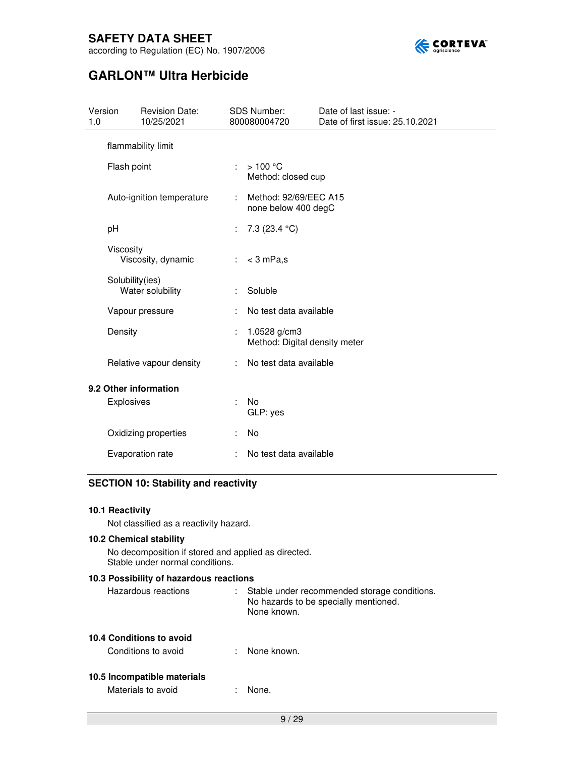flammability limit

| | | |
|---|---|---|
| Flash point | : | > 100 °C<br>Method: closed cup |
| Auto-ignition temperature | : | Method: 92/69/EEC A15<br>none below 400 degC |
| pH | : | 7.3 (23.4 °C) |
| Viscosity<br>Viscosity, dynamic | : | < 3 mPa,s |
| Solubility(ies)<br>Water solubility | : | Soluble |
| Vapour pressure | : | No test data available |
| Density | : | 1.0528 g/cm3<br>Method: Digital density meter |
| Relative vapour density | : | No test data available |

### 9.2 Other information

| | | |
|---|---|---|
| Explosives | : | No<br>GLP: yes |
| Oxidizing properties | : | No |
| Evaporation rate | : | No test data available |

## SECTION 10: Stability and reactivity

### 10.1 Reactivity

Not classified as a reactivity hazard.

### 10.2 Chemical stability

No decomposition if stored and applied as directed.
Stable under normal conditions.

### 10.3 Possibility of hazardous reactions

Hazardous reactions : Stable under recommended storage conditions.
No hazards to be specially mentioned.
None known.

### 10.4 Conditions to avoid

Conditions to avoid : None known.

### 10.5 Incompatible materials

Materials to avoid : None.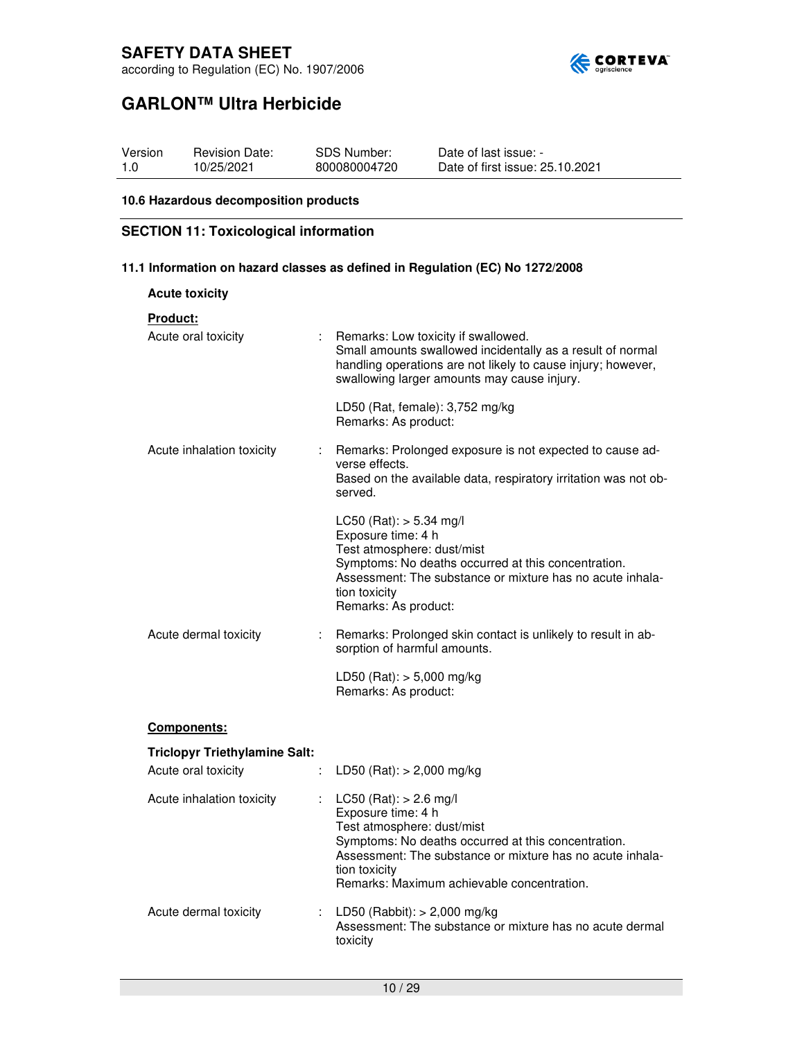#### 10.6 Hazardous decomposition products

## SECTION 11: Toxicological information

### 11.1 Information on hazard classes as defined in Regulation (EC) No 1272/2008

**Acute toxicity**

**Product:**

| | |
|---|---|
| Acute oral toxicity | : Remarks: Low toxicity if swallowed.<br>Small amounts swallowed incidentally as a result of normal handling operations are not likely to cause injury; however, swallowing larger amounts may cause injury.<br><br>LD50 (Rat, female): 3,752 mg/kg<br>Remarks: As product: |
| Acute inhalation toxicity | : Remarks: Prolonged exposure is not expected to cause adverse effects.<br>Based on the available data, respiratory irritation was not observed.<br><br>LC50 (Rat): > 5.34 mg/l<br>Exposure time: 4 h<br>Test atmosphere: dust/mist<br>Symptoms: No deaths occurred at this concentration.<br>Assessment: The substance or mixture has no acute inhalation toxicity<br>Remarks: As product: |
| Acute dermal toxicity | : Remarks: Prolonged skin contact is unlikely to result in absorption of harmful amounts.<br><br>LD50 (Rat): > 5,000 mg/kg<br>Remarks: As product: |

**Components:**

**Triclopyr Triethylamine Salt:**

| | |
|---|---|
| Acute oral toxicity | : LD50 (Rat): > 2,000 mg/kg |
| Acute inhalation toxicity | : LC50 (Rat): > 2.6 mg/l<br>Exposure time: 4 h<br>Test atmosphere: dust/mist<br>Symptoms: No deaths occurred at this concentration.<br>Assessment: The substance or mixture has no acute inhalation toxicity<br>Remarks: Maximum achievable concentration. |
| Acute dermal toxicity | : LD50 (Rabbit): > 2,000 mg/kg<br>Assessment: The substance or mixture has no acute dermal toxicity |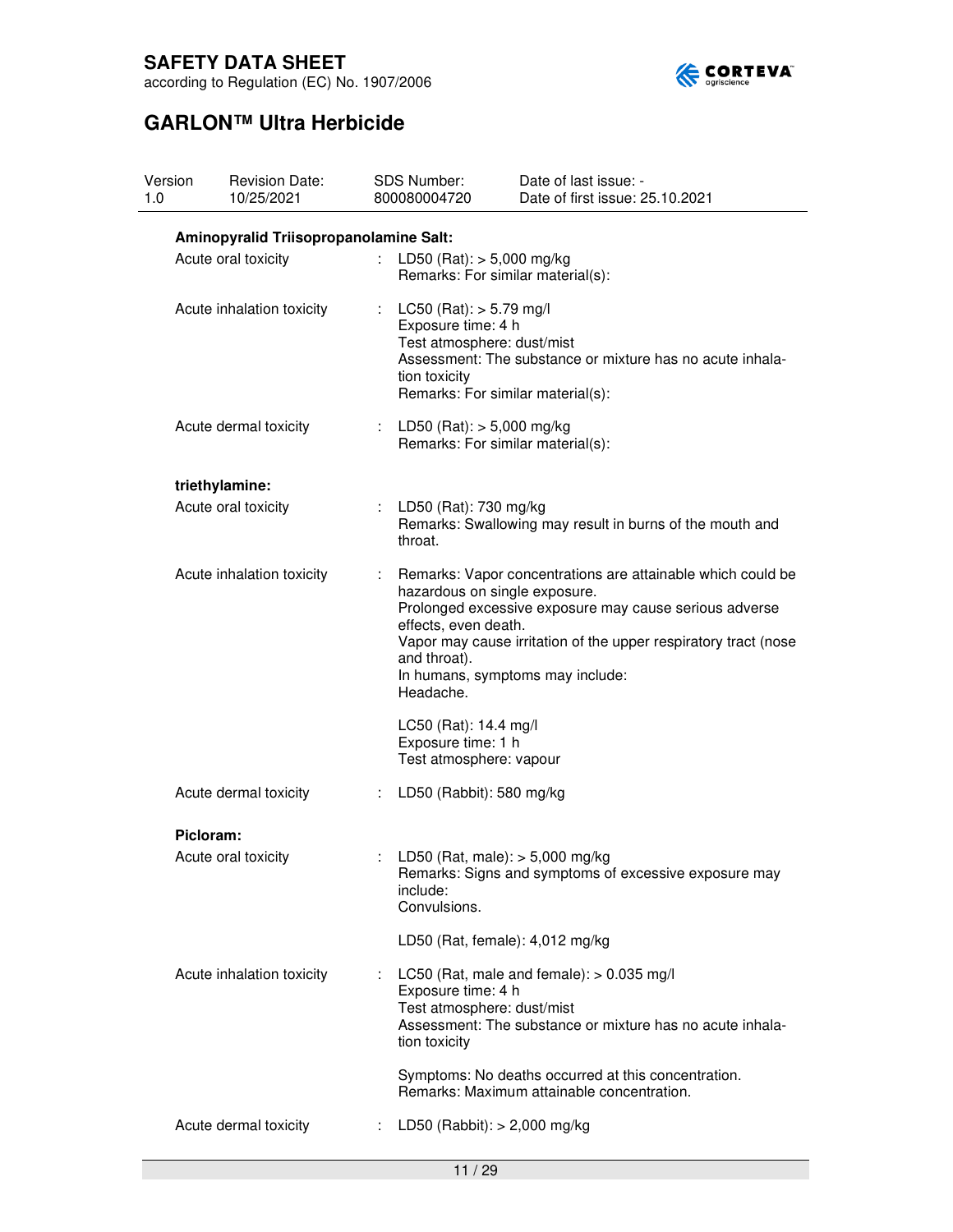**Aminopyralid Triisopropanolamine Salt:**

Acute oral toxicity : LD50 (Rat): > 5,000 mg/kg
Remarks: For similar material(s):

Acute inhalation toxicity : LC50 (Rat): > 5.79 mg/l
Exposure time: 4 h
Test atmosphere: dust/mist
Assessment: The substance or mixture has no acute inhalation toxicity
Remarks: For similar material(s):

Acute dermal toxicity : LD50 (Rat): > 5,000 mg/kg
Remarks: For similar material(s):

**triethylamine:**

Acute oral toxicity : LD50 (Rat): 730 mg/kg
Remarks: Swallowing may result in burns of the mouth and throat.

Acute inhalation toxicity : Remarks: Vapor concentrations are attainable which could be hazardous on single exposure.
Prolonged excessive exposure may cause serious adverse effects, even death.
Vapor may cause irritation of the upper respiratory tract (nose and throat).
In humans, symptoms may include:
Headache.

LC50 (Rat): 14.4 mg/l
Exposure time: 1 h
Test atmosphere: vapour

Acute dermal toxicity : LD50 (Rabbit): 580 mg/kg

**Picloram:**

Acute oral toxicity : LD50 (Rat, male): > 5,000 mg/kg
Remarks: Signs and symptoms of excessive exposure may include:
Convulsions.

LD50 (Rat, female): 4,012 mg/kg

Acute inhalation toxicity : LC50 (Rat, male and female): > 0.035 mg/l
Exposure time: 4 h
Test atmosphere: dust/mist
Assessment: The substance or mixture has no acute inhalation toxicity

Symptoms: No deaths occurred at this concentration.
Remarks: Maximum attainable concentration.

Acute dermal toxicity : LD50 (Rabbit): > 2,000 mg/kg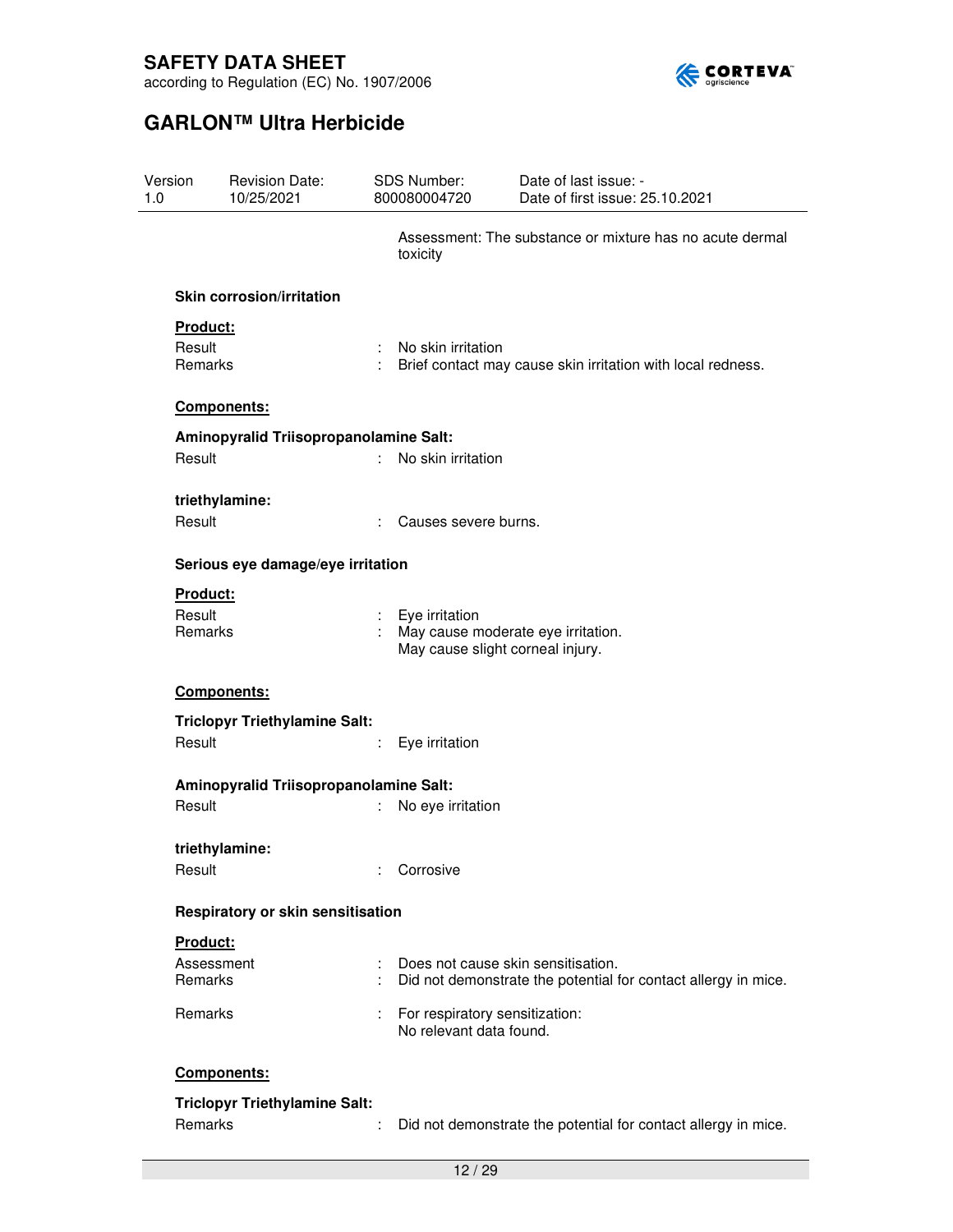Assessment: The substance or mixture has no acute dermal toxicity

**Skin corrosion/irritation**

**Product:**

Result : No skin irritation
Remarks : Brief contact may cause skin irritation with local redness.

**Components:**

**Aminopyralid Triisopropanolamine Salt:**

Result : No skin irritation

**triethylamine:**

Result : Causes severe burns.

**Serious eye damage/eye irritation**

**Product:**

Result : Eye irritation
Remarks : May cause moderate eye irritation.
May cause slight corneal injury.

**Components:**

**Triclopyr Triethylamine Salt:**

Result : Eye irritation

**Aminopyralid Triisopropanolamine Salt:**

Result : No eye irritation

**triethylamine:**

Result : Corrosive

**Respiratory or skin sensitisation**

**Product:**

Assessment : Does not cause skin sensitisation.
Remarks : Did not demonstrate the potential for contact allergy in mice.

Remarks : For respiratory sensitization:
No relevant data found.

**Components:**

**Triclopyr Triethylamine Salt:**

Remarks : Did not demonstrate the potential for contact allergy in mice.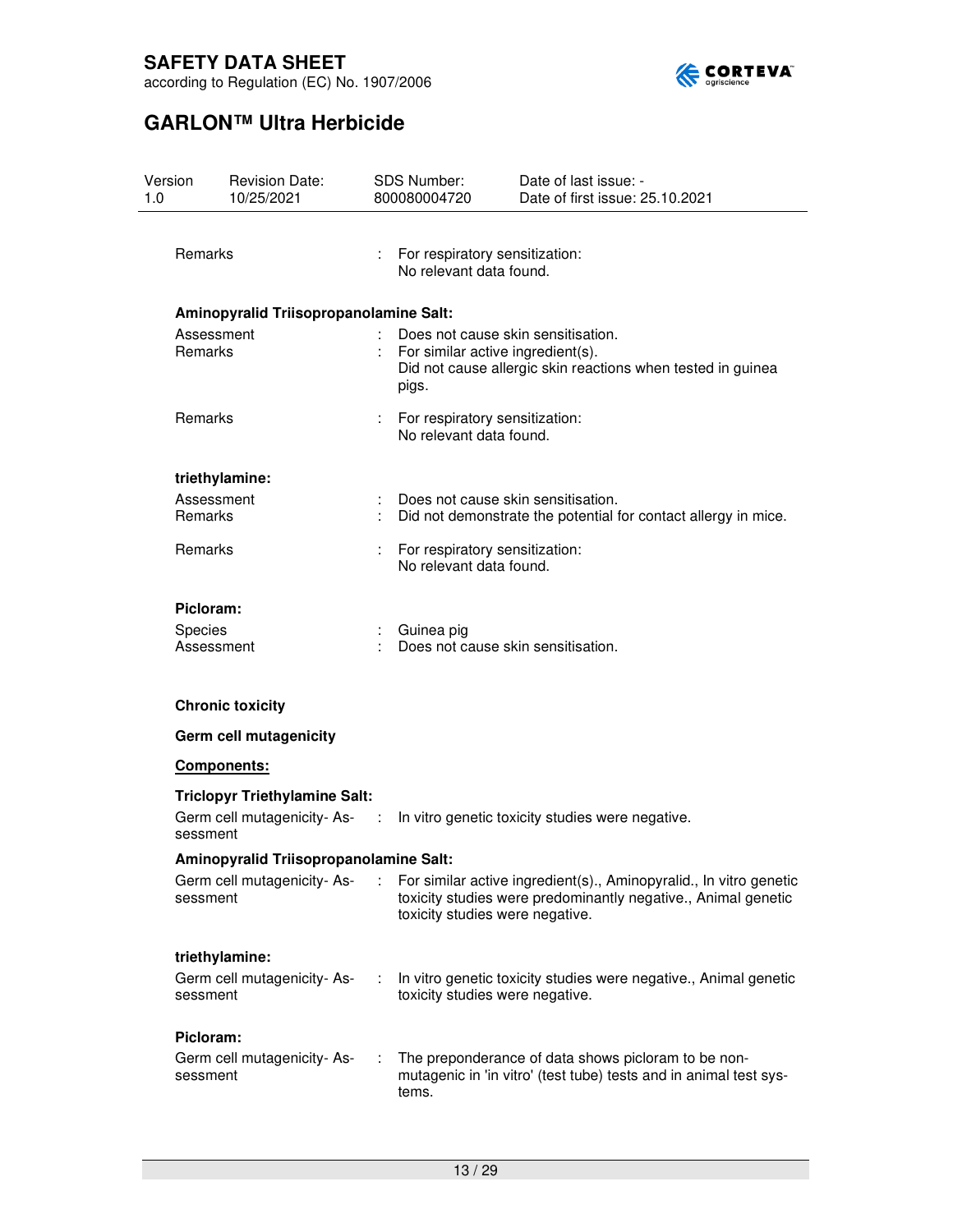Remarks : For respiratory sensitization:
No relevant data found.

**Aminopyralid Triisopropanolamine Salt:**

Assessment : Does not cause skin sensitisation.
Remarks : For similar active ingredient(s).
Did not cause allergic skin reactions when tested in guinea pigs.

Remarks : For respiratory sensitization:
No relevant data found.

**triethylamine:**

Assessment : Does not cause skin sensitisation.
Remarks : Did not demonstrate the potential for contact allergy in mice.

Remarks : For respiratory sensitization:
No relevant data found.

**Picloram:**

Species : Guinea pig
Assessment : Does not cause skin sensitisation.

**Chronic toxicity**

**Germ cell mutagenicity**

**Components:**

**Triclopyr Triethylamine Salt:**

Germ cell mutagenicity- Assessment : In vitro genetic toxicity studies were negative.

**Aminopyralid Triisopropanolamine Salt:**

Germ cell mutagenicity- Assessment : For similar active ingredient(s)., Aminopyralid., In vitro genetic toxicity studies were predominantly negative., Animal genetic toxicity studies were negative.

**triethylamine:**

Germ cell mutagenicity- Assessment : In vitro genetic toxicity studies were negative., Animal genetic toxicity studies were negative.

**Picloram:**

Germ cell mutagenicity- Assessment : The preponderance of data shows picloram to be non-mutagenic in 'in vitro' (test tube) tests and in animal test systems.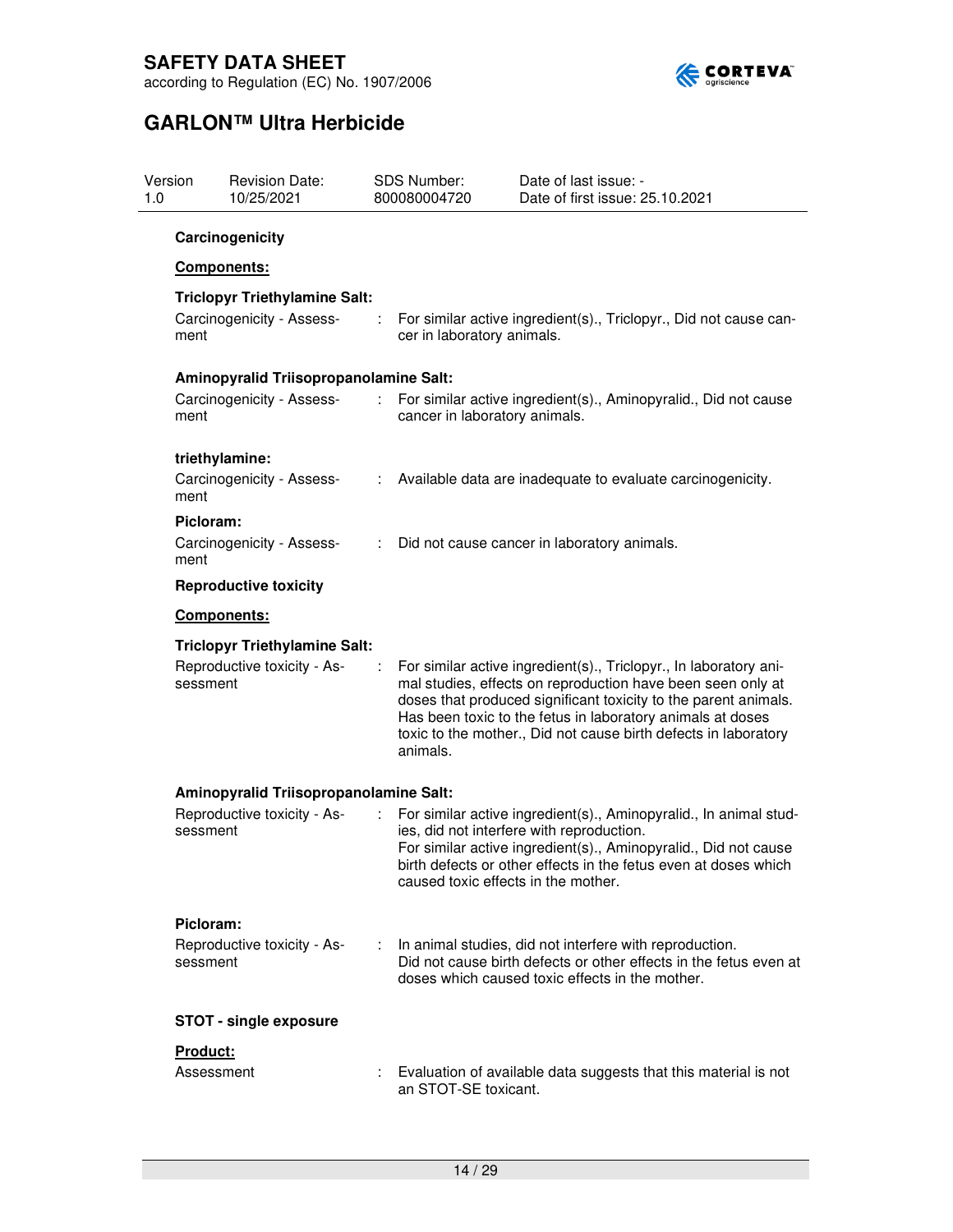**Carcinogenicity**

**Components:**

**Triclopyr Triethylamine Salt:**

Carcinogenicity - Assessment : For similar active ingredient(s)., Triclopyr., Did not cause cancer in laboratory animals.

**Aminopyralid Triisopropanolamine Salt:**

Carcinogenicity - Assessment : For similar active ingredient(s)., Aminopyralid., Did not cause cancer in laboratory animals.

**triethylamine:**

Carcinogenicity - Assessment : Available data are inadequate to evaluate carcinogenicity.

**Picloram:**

Carcinogenicity - Assessment : Did not cause cancer in laboratory animals.

**Reproductive toxicity**

**Components:**

**Triclopyr Triethylamine Salt:**

Reproductive toxicity - Assessment : For similar active ingredient(s)., Triclopyr., In laboratory animal studies, effects on reproduction have been seen only at doses that produced significant toxicity to the parent animals. Has been toxic to the fetus in laboratory animals at doses toxic to the mother., Did not cause birth defects in laboratory animals.

**Aminopyralid Triisopropanolamine Salt:**

Reproductive toxicity - Assessment : For similar active ingredient(s)., Aminopyralid., In animal studies, did not interfere with reproduction.
For similar active ingredient(s)., Aminopyralid., Did not cause birth defects or other effects in the fetus even at doses which caused toxic effects in the mother.

**Picloram:**

Reproductive toxicity - Assessment : In animal studies, did not interfere with reproduction.
Did not cause birth defects or other effects in the fetus even at doses which caused toxic effects in the mother.

**STOT - single exposure**

**Product:**

Assessment : Evaluation of available data suggests that this material is not an STOT-SE toxicant.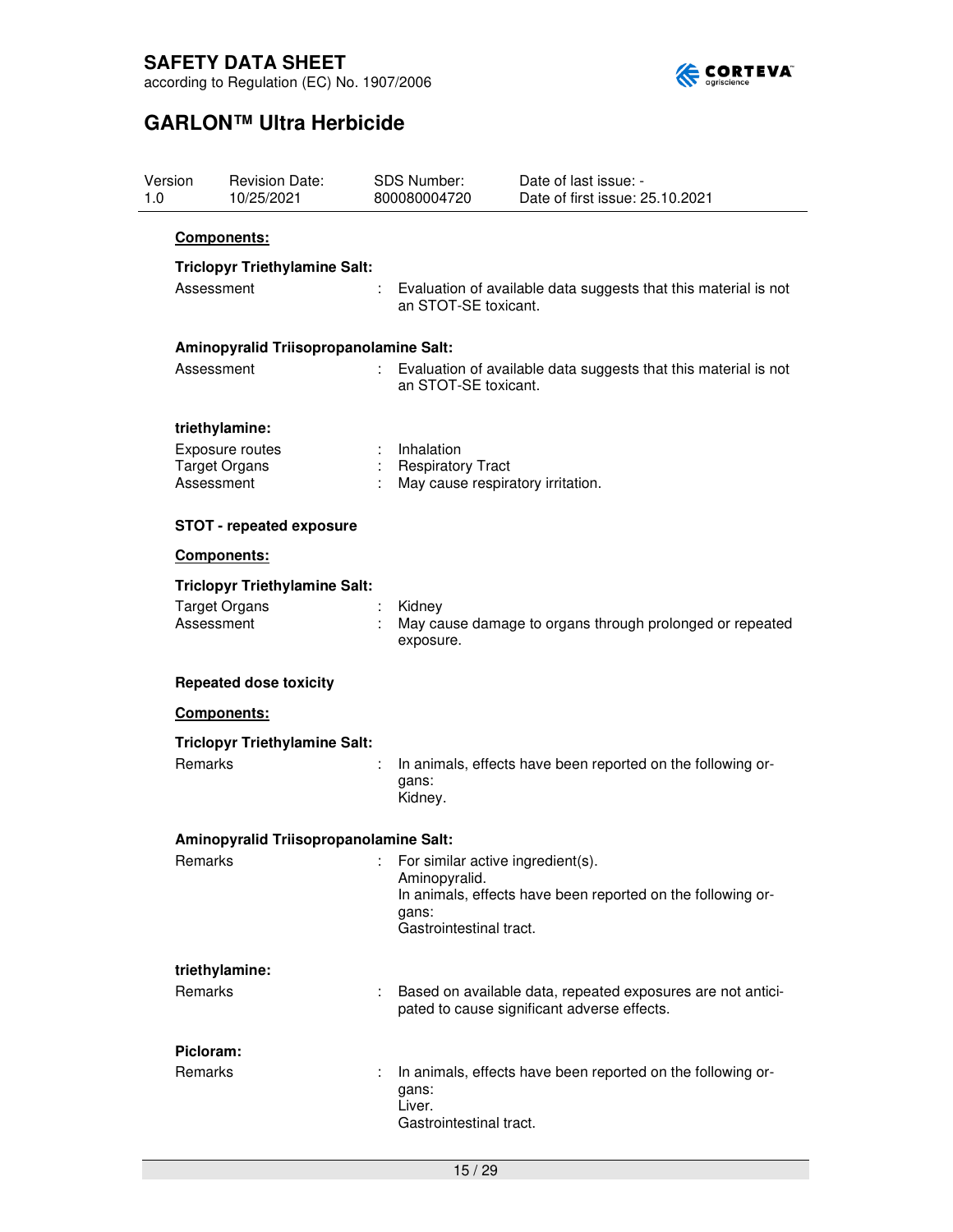**Components:**

**Triclopyr Triethylamine Salt:**

Assessment : Evaluation of available data suggests that this material is not an STOT-SE toxicant.

**Aminopyralid Triisopropanolamine Salt:**

Assessment : Evaluation of available data suggests that this material is not an STOT-SE toxicant.

**triethylamine:**

Exposure routes : Inhalation
Target Organs : Respiratory Tract
Assessment : May cause respiratory irritation.

**STOT - repeated exposure**

**Components:**

**Triclopyr Triethylamine Salt:**

Target Organs : Kidney
Assessment : May cause damage to organs through prolonged or repeated exposure.

**Repeated dose toxicity**

**Components:**

**Triclopyr Triethylamine Salt:**

Remarks : In animals, effects have been reported on the following organs:
Kidney.

**Aminopyralid Triisopropanolamine Salt:**

Remarks : For similar active ingredient(s).
Aminopyralid.
In animals, effects have been reported on the following organs:
Gastrointestinal tract.

**triethylamine:**

Remarks : Based on available data, repeated exposures are not anticipated to cause significant adverse effects.

**Picloram:**

Remarks : In animals, effects have been reported on the following organs:
Liver.
Gastrointestinal tract.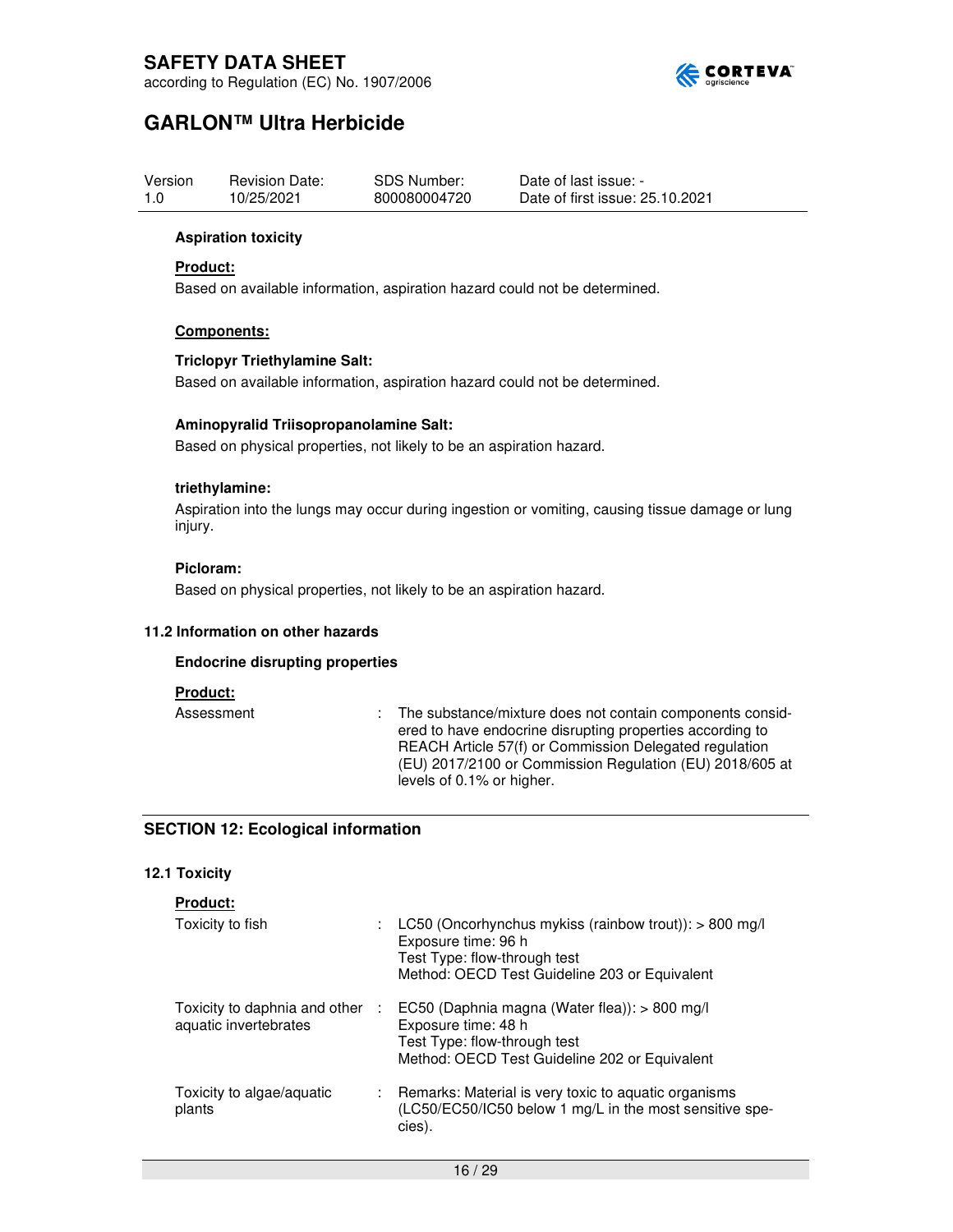**Aspiration toxicity**

**Product:**

Based on available information, aspiration hazard could not be determined.

**Components:**

**Triclopyr Triethylamine Salt:**

Based on available information, aspiration hazard could not be determined.

**Aminopyralid Triisopropanolamine Salt:**

Based on physical properties, not likely to be an aspiration hazard.

**triethylamine:**

Aspiration into the lungs may occur during ingestion or vomiting, causing tissue damage or lung injury.

**Picloram:**

Based on physical properties, not likely to be an aspiration hazard.

### 11.2 Information on other hazards

**Endocrine disrupting properties**

**Product:**

| | | |
|---|---|---|
| Assessment | : | The substance/mixture does not contain components considered to have endocrine disrupting properties according to REACH Article 57(f) or Commission Delegated regulation (EU) 2017/2100 or Commission Regulation (EU) 2018/605 at levels of 0.1% or higher. |

## SECTION 12: Ecological information

### 12.1 Toxicity

**Product:**

| | | |
|---|---|---|
| Toxicity to fish | : | LC50 (Oncorhynchus mykiss (rainbow trout)): > 800 mg/l<br>Exposure time: 96 h<br>Test Type: flow-through test<br>Method: OECD Test Guideline 203 or Equivalent |
| Toxicity to daphnia and other aquatic invertebrates | : | EC50 (Daphnia magna (Water flea)): > 800 mg/l<br>Exposure time: 48 h<br>Test Type: flow-through test<br>Method: OECD Test Guideline 202 or Equivalent |
| Toxicity to algae/aquatic plants | : | Remarks: Material is very toxic to aquatic organisms (LC50/EC50/IC50 below 1 mg/L in the most sensitive species). |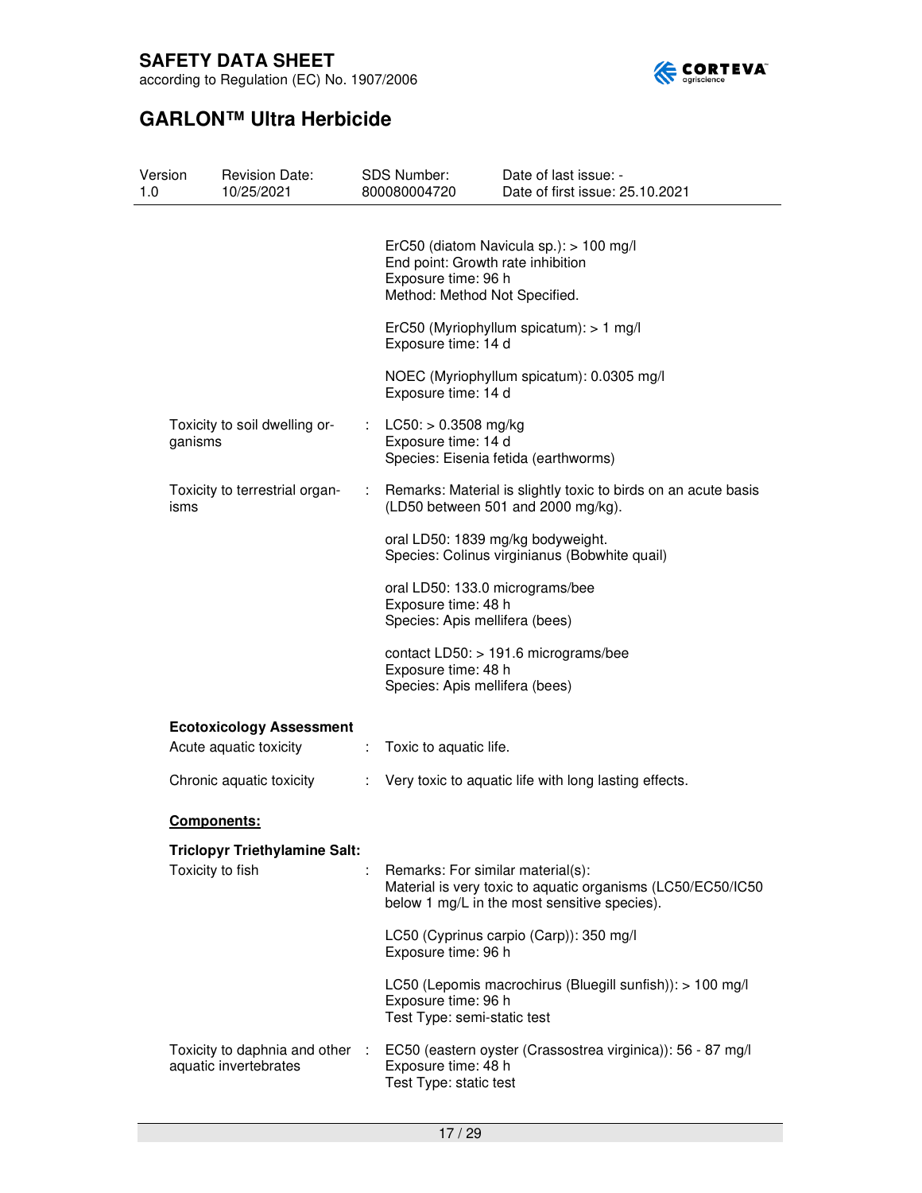| | | |
|---|---|---|
| | | ErC50 (diatom Navicula sp.): > 100 mg/l<br>End point: Growth rate inhibition<br>Exposure time: 96 h<br>Method: Method Not Specified. |
| | | ErC50 (Myriophyllum spicatum): > 1 mg/l<br>Exposure time: 14 d |
| | | NOEC (Myriophyllum spicatum): 0.0305 mg/l<br>Exposure time: 14 d |
| Toxicity to soil dwelling organisms | : | LC50: > 0.3508 mg/kg<br>Exposure time: 14 d<br>Species: Eisenia fetida (earthworms) |
| Toxicity to terrestrial organisms | : | Remarks: Material is slightly toxic to birds on an acute basis (LD50 between 501 and 2000 mg/kg). |
| | | oral LD50: 1839 mg/kg bodyweight.<br>Species: Colinus virginianus (Bobwhite quail) |
| | | oral LD50: 133.0 micrograms/bee<br>Exposure time: 48 h<br>Species: Apis mellifera (bees) |
| | | contact LD50: > 191.6 micrograms/bee<br>Exposure time: 48 h<br>Species: Apis mellifera (bees) |

**Ecotoxicology Assessment**

| | | |
|---|---|---|
| Acute aquatic toxicity | : | Toxic to aquatic life. |
| Chronic aquatic toxicity | : | Very toxic to aquatic life with long lasting effects. |

**Components:**

**Triclopyr Triethylamine Salt:**

| | | |
|---|---|---|
| Toxicity to fish | : | Remarks: For similar material(s):<br>Material is very toxic to aquatic organisms (LC50/EC50/IC50 below 1 mg/L in the most sensitive species). |
| | | LC50 (Cyprinus carpio (Carp)): 350 mg/l<br>Exposure time: 96 h |
| | | LC50 (Lepomis macrochirus (Bluegill sunfish)): > 100 mg/l<br>Exposure time: 96 h<br>Test Type: semi-static test |
| Toxicity to daphnia and other aquatic invertebrates | : | EC50 (eastern oyster (Crassostrea virginica)): 56 - 87 mg/l<br>Exposure time: 48 h<br>Test Type: static test |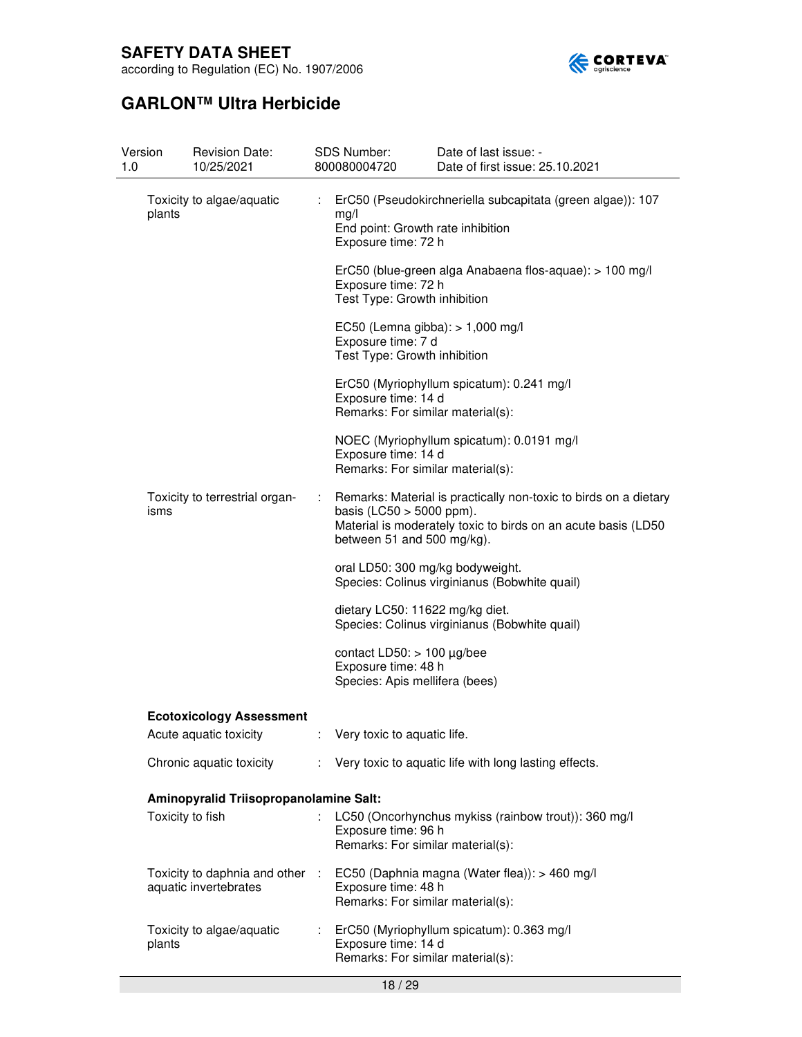| | | |
|---|---|---|
| Toxicity to algae/aquatic plants | : | ErC50 (Pseudokirchneriella subcapitata (green algae)): 107 mg/l<br>End point: Growth rate inhibition<br>Exposure time: 72 h |
| | | ErC50 (blue-green alga Anabaena flos-aquae): > 100 mg/l<br>Exposure time: 72 h<br>Test Type: Growth inhibition |
| | | EC50 (Lemna gibba): > 1,000 mg/l<br>Exposure time: 7 d<br>Test Type: Growth inhibition |
| | | ErC50 (Myriophyllum spicatum): 0.241 mg/l<br>Exposure time: 14 d<br>Remarks: For similar material(s): |
| | | NOEC (Myriophyllum spicatum): 0.0191 mg/l<br>Exposure time: 14 d<br>Remarks: For similar material(s): |
| Toxicity to terrestrial organisms | : | Remarks: Material is practically non-toxic to birds on a dietary basis (LC50 > 5000 ppm).<br>Material is moderately toxic to birds on an acute basis (LD50 between 51 and 500 mg/kg). |
| | | oral LD50: 300 mg/kg bodyweight.<br>Species: Colinus virginianus (Bobwhite quail) |
| | | dietary LC50: 11622 mg/kg diet.<br>Species: Colinus virginianus (Bobwhite quail) |
| | | contact LD50: > 100 µg/bee<br>Exposure time: 48 h<br>Species: Apis mellifera (bees) |

**Ecotoxicology Assessment**

| | | |
|---|---|---|
| Acute aquatic toxicity | : | Very toxic to aquatic life. |
| Chronic aquatic toxicity | : | Very toxic to aquatic life with long lasting effects. |

**Aminopyralid Triisopropanolamine Salt:**

| | | |
|---|---|---|
| Toxicity to fish | : | LC50 (Oncorhynchus mykiss (rainbow trout)): 360 mg/l<br>Exposure time: 96 h<br>Remarks: For similar material(s): |
| Toxicity to daphnia and other aquatic invertebrates | : | EC50 (Daphnia magna (Water flea)): > 460 mg/l<br>Exposure time: 48 h<br>Remarks: For similar material(s): |
| Toxicity to algae/aquatic plants | : | ErC50 (Myriophyllum spicatum): 0.363 mg/l<br>Exposure time: 14 d<br>Remarks: For similar material(s): |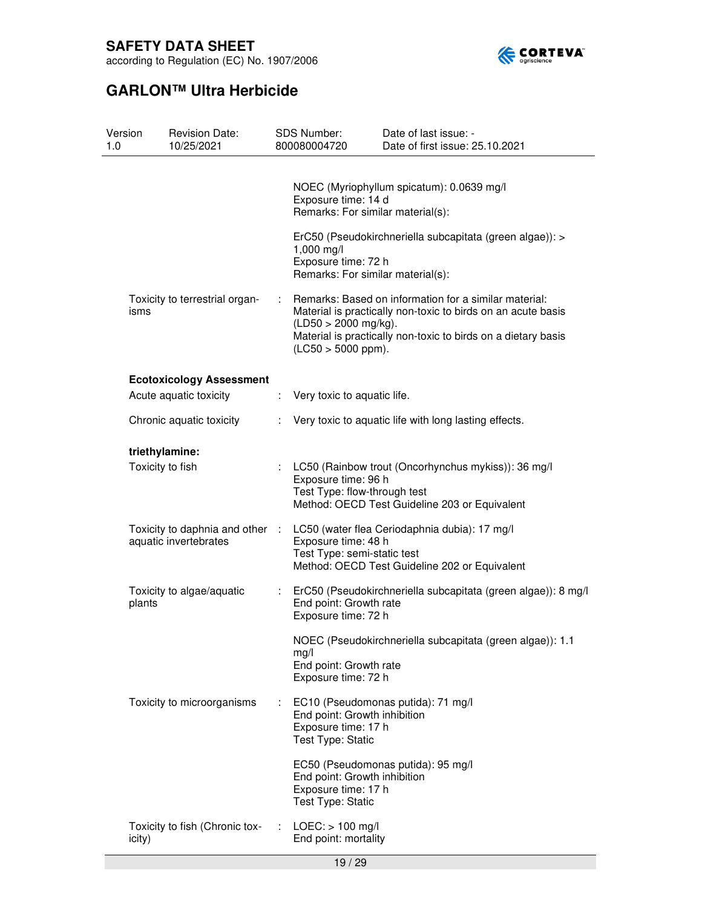NOEC (Myriophyllum spicatum): 0.0639 mg/l
Exposure time: 14 d
Remarks: For similar material(s):

ErC50 (Pseudokirchneriella subcapitata (green algae)): > 1,000 mg/l
Exposure time: 72 h
Remarks: For similar material(s):

| | | |
|---|---|---|
| Toxicity to terrestrial organisms | : | Remarks: Based on information for a similar material: Material is practically non-toxic to birds on an acute basis (LD50 > 2000 mg/kg). Material is practically non-toxic to birds on a dietary basis (LC50 > 5000 ppm). |

**Ecotoxicology Assessment**

| | | |
|---|---|---|
| Acute aquatic toxicity | : | Very toxic to aquatic life. |
| Chronic aquatic toxicity | : | Very toxic to aquatic life with long lasting effects. |

**triethylamine:**

| | | |
|---|---|---|
| Toxicity to fish | : | LC50 (Rainbow trout (Oncorhynchus mykiss)): 36 mg/l<br>Exposure time: 96 h<br>Test Type: flow-through test<br>Method: OECD Test Guideline 203 or Equivalent |
| Toxicity to daphnia and other aquatic invertebrates | : | LC50 (water flea Ceriodaphnia dubia): 17 mg/l<br>Exposure time: 48 h<br>Test Type: semi-static test<br>Method: OECD Test Guideline 202 or Equivalent |
| Toxicity to algae/aquatic plants | : | ErC50 (Pseudokirchneriella subcapitata (green algae)): 8 mg/l<br>End point: Growth rate<br>Exposure time: 72 h<br><br>NOEC (Pseudokirchneriella subcapitata (green algae)): 1.1 mg/l<br>End point: Growth rate<br>Exposure time: 72 h |
| Toxicity to microorganisms | : | EC10 (Pseudomonas putida): 71 mg/l<br>End point: Growth inhibition<br>Exposure time: 17 h<br>Test Type: Static<br><br>EC50 (Pseudomonas putida): 95 mg/l<br>End point: Growth inhibition<br>Exposure time: 17 h<br>Test Type: Static |
| Toxicity to fish (Chronic toxicity) | : | LOEC: > 100 mg/l<br>End point: mortality |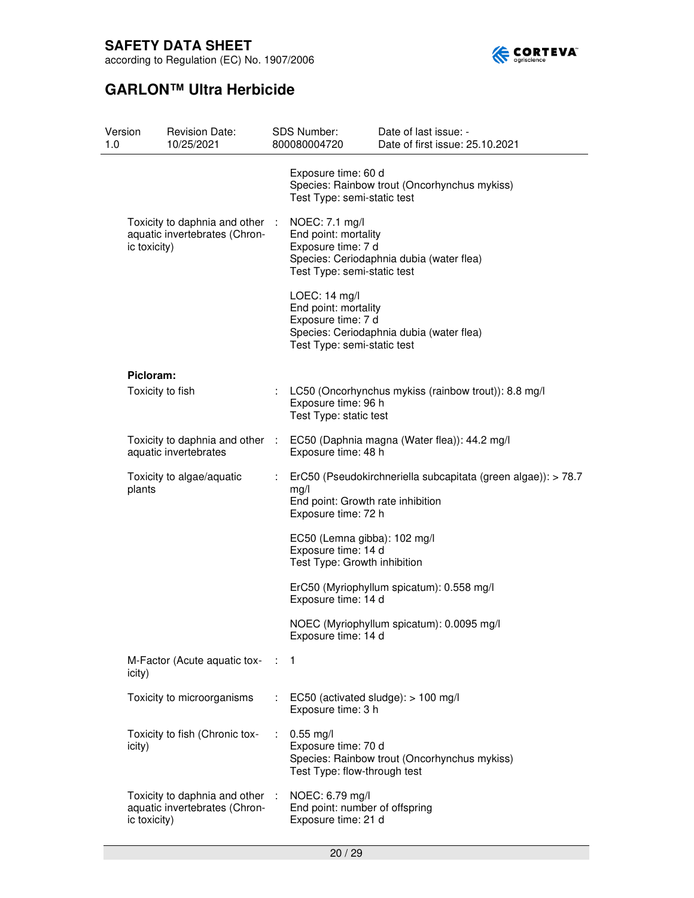| | | |
|---|---|---|
| | | Exposure time: 60 d<br>Species: Rainbow trout (Oncorhynchus mykiss)<br>Test Type: semi-static test |
| Toxicity to daphnia and other aquatic invertebrates (Chronic toxicity) | : | NOEC: 7.1 mg/l<br>End point: mortality<br>Exposure time: 7 d<br>Species: Ceriodaphnia dubia (water flea)<br>Test Type: semi-static test<br><br>LOEC: 14 mg/l<br>End point: mortality<br>Exposure time: 7 d<br>Species: Ceriodaphnia dubia (water flea)<br>Test Type: semi-static test |

**Picloram:**

| | | |
|---|---|---|
| Toxicity to fish | : | LC50 (Oncorhynchus mykiss (rainbow trout)): 8.8 mg/l<br>Exposure time: 96 h<br>Test Type: static test |
| Toxicity to daphnia and other aquatic invertebrates | : | EC50 (Daphnia magna (Water flea)): 44.2 mg/l<br>Exposure time: 48 h |
| Toxicity to algae/aquatic plants | : | ErC50 (Pseudokirchneriella subcapitata (green algae)): > 78.7 mg/l<br>End point: Growth rate inhibition<br>Exposure time: 72 h<br><br>EC50 (Lemna gibba): 102 mg/l<br>Exposure time: 14 d<br>Test Type: Growth inhibition<br><br>ErC50 (Myriophyllum spicatum): 0.558 mg/l<br>Exposure time: 14 d<br><br>NOEC (Myriophyllum spicatum): 0.0095 mg/l<br>Exposure time: 14 d |
| M-Factor (Acute aquatic toxicity) | : | 1 |
| Toxicity to microorganisms | : | EC50 (activated sludge): > 100 mg/l<br>Exposure time: 3 h |
| Toxicity to fish (Chronic toxicity) | : | 0.55 mg/l<br>Exposure time: 70 d<br>Species: Rainbow trout (Oncorhynchus mykiss)<br>Test Type: flow-through test |
| Toxicity to daphnia and other aquatic invertebrates (Chronic toxicity) | : | NOEC: 6.79 mg/l<br>End point: number of offspring<br>Exposure time: 21 d |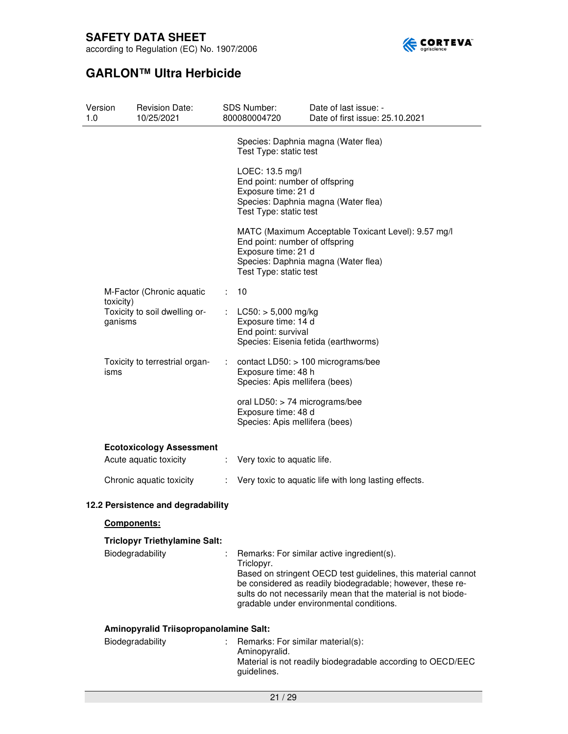Species: Daphnia magna (Water flea)
Test Type: static test

LOEC: 13.5 mg/l
End point: number of offspring
Exposure time: 21 d
Species: Daphnia magna (Water flea)
Test Type: static test

MATC (Maximum Acceptable Toxicant Level): 9.57 mg/l
End point: number of offspring
Exposure time: 21 d
Species: Daphnia magna (Water flea)
Test Type: static test

M-Factor (Chronic aquatic toxicity) : 10

Toxicity to soil dwelling organisms : LC50: > 5,000 mg/kg
Exposure time: 14 d
End point: survival
Species: Eisenia fetida (earthworms)

Toxicity to terrestrial organisms : contact LD50: > 100 micrograms/bee
Exposure time: 48 h
Species: Apis mellifera (bees)

oral LD50: > 74 micrograms/bee
Exposure time: 48 d
Species: Apis mellifera (bees)

**Ecotoxicology Assessment**

Acute aquatic toxicity : Very toxic to aquatic life.

Chronic aquatic toxicity : Very toxic to aquatic life with long lasting effects.

### 12.2 Persistence and degradability

**Components:**

**Triclopyr Triethylamine Salt:**

Biodegradability : Remarks: For similar active ingredient(s).
Triclopyr.
Based on stringent OECD test guidelines, this material cannot be considered as readily biodegradable; however, these results do not necessarily mean that the material is not biodegradable under environmental conditions.

**Aminopyralid Triisopropanolamine Salt:**

Biodegradability : Remarks: For similar material(s):
Aminopyralid.
Material is not readily biodegradable according to OECD/EEC guidelines.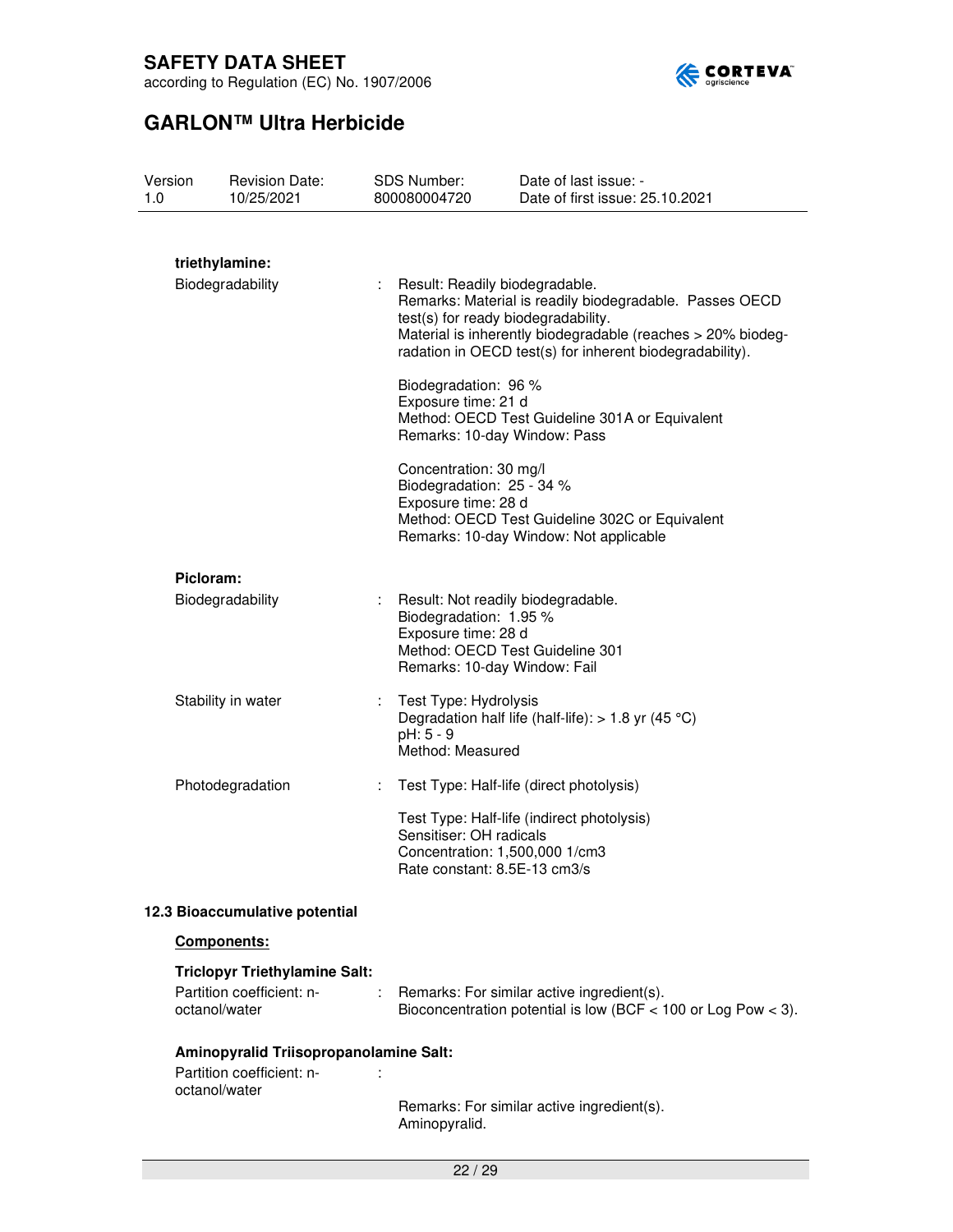**triethylamine:**

Biodegradability : Result: Readily biodegradable.
Remarks: Material is readily biodegradable. Passes OECD test(s) for ready biodegradability.
Material is inherently biodegradable (reaches > 20% biodegradation in OECD test(s) for inherent biodegradability).

Biodegradation: 96 %
Exposure time: 21 d
Method: OECD Test Guideline 301A or Equivalent
Remarks: 10-day Window: Pass

Concentration: 30 mg/l
Biodegradation: 25 - 34 %
Exposure time: 28 d
Method: OECD Test Guideline 302C or Equivalent
Remarks: 10-day Window: Not applicable

**Picloram:**

Biodegradability : Result: Not readily biodegradable.
Biodegradation: 1.95 %
Exposure time: 28 d
Method: OECD Test Guideline 301
Remarks: 10-day Window: Fail

Stability in water : Test Type: Hydrolysis
Degradation half life (half-life): > 1.8 yr (45 °C)
pH: 5 - 9
Method: Measured

Photodegradation : Test Type: Half-life (direct photolysis)

Test Type: Half-life (indirect photolysis)
Sensitiser: OH radicals
Concentration: 1,500,000 1/cm3
Rate constant: 8.5E-13 cm3/s

**12.3 Bioaccumulative potential**

**Components:**

**Triclopyr Triethylamine Salt:**

Partition coefficient: n-octanol/water : Remarks: For similar active ingredient(s).
Bioconcentration potential is low (BCF < 100 or Log Pow < 3).

**Aminopyralid Triisopropanolamine Salt:**

Partition coefficient: n-octanol/water :

Remarks: For similar active ingredient(s).
Aminopyralid.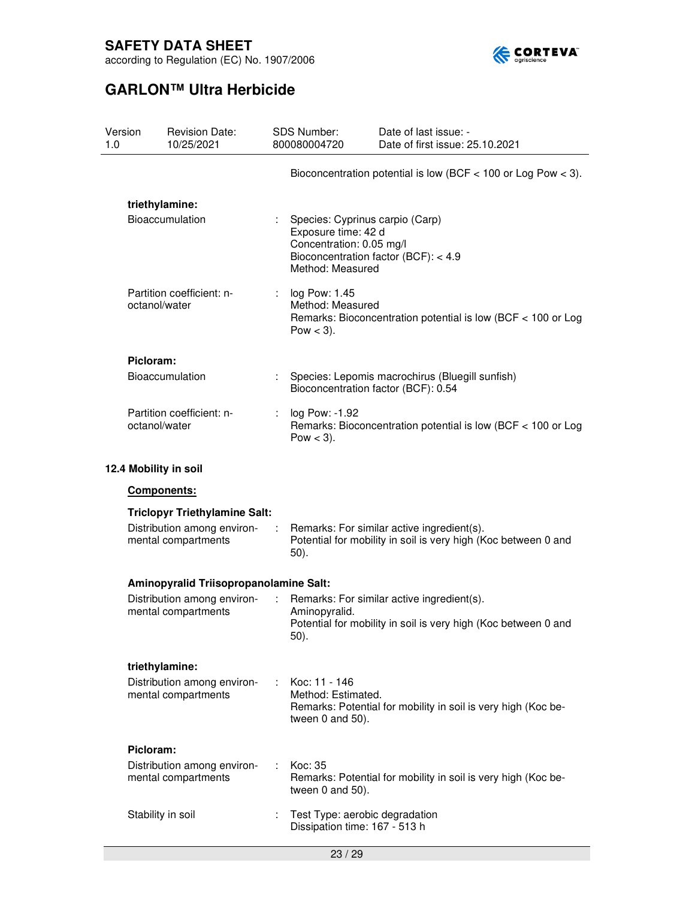Bioconcentration potential is low (BCF < 100 or Log Pow < 3).

**triethylamine:**

| | | |
|---|---|---|
| Bioaccumulation | : | Species: Cyprinus carpio (Carp)<br>Exposure time: 42 d<br>Concentration: 0.05 mg/l<br>Bioconcentration factor (BCF): < 4.9<br>Method: Measured |
| Partition coefficient: n-octanol/water | : | log Pow: 1.45<br>Method: Measured<br>Remarks: Bioconcentration potential is low (BCF < 100 or Log Pow < 3). |

**Picloram:**

| | | |
|---|---|---|
| Bioaccumulation | : | Species: Lepomis macrochirus (Bluegill sunfish)<br>Bioconcentration factor (BCF): 0.54 |
| Partition coefficient: n-octanol/water | : | log Pow: -1.92<br>Remarks: Bioconcentration potential is low (BCF < 100 or Log Pow < 3). |

### 12.4 Mobility in soil

**Components:**

**Triclopyr Triethylamine Salt:**

| | | |
|---|---|---|
| Distribution among environmental compartments | : | Remarks: For similar active ingredient(s).<br>Potential for mobility in soil is very high (Koc between 0 and 50). |

**Aminopyralid Triisopropanolamine Salt:**

| | | |
|---|---|---|
| Distribution among environmental compartments | : | Remarks: For similar active ingredient(s).<br>Aminopyralid.<br>Potential for mobility in soil is very high (Koc between 0 and 50). |

**triethylamine:**

| | | |
|---|---|---|
| Distribution among environmental compartments | : | Koc: 11 - 146<br>Method: Estimated.<br>Remarks: Potential for mobility in soil is very high (Koc between 0 and 50). |

**Picloram:**

| | | |
|---|---|---|
| Distribution among environmental compartments | : | Koc: 35<br>Remarks: Potential for mobility in soil is very high (Koc between 0 and 50). |
| Stability in soil | : | Test Type: aerobic degradation<br>Dissipation time: 167 - 513 h |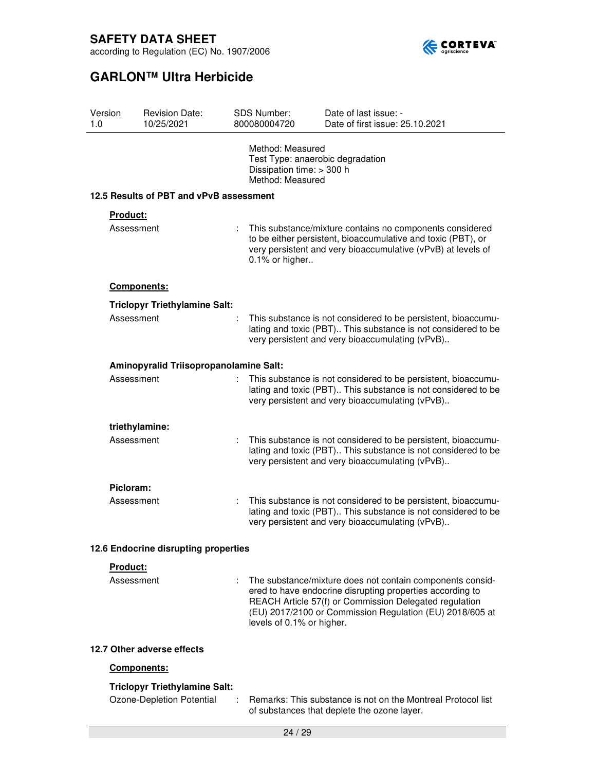Method: Measured
Test Type: anaerobic degradation
Dissipation time: > 300 h
Method: Measured

### 12.5 Results of PBT and vPvB assessment

**Product:**

Assessment : This substance/mixture contains no components considered to be either persistent, bioaccumulative and toxic (PBT), or very persistent and very bioaccumulative (vPvB) at levels of 0.1% or higher..

**Components:**

**Triclopyr Triethylamine Salt:**

Assessment : This substance is not considered to be persistent, bioaccumulating and toxic (PBT).. This substance is not considered to be very persistent and very bioaccumulating (vPvB)..

**Aminopyralid Triisopropanolamine Salt:**

Assessment : This substance is not considered to be persistent, bioaccumulating and toxic (PBT).. This substance is not considered to be very persistent and very bioaccumulating (vPvB)..

**triethylamine:**

Assessment : This substance is not considered to be persistent, bioaccumulating and toxic (PBT).. This substance is not considered to be very persistent and very bioaccumulating (vPvB)..

**Picloram:**

Assessment : This substance is not considered to be persistent, bioaccumulating and toxic (PBT).. This substance is not considered to be very persistent and very bioaccumulating (vPvB)..

### 12.6 Endocrine disrupting properties

**Product:**

Assessment : The substance/mixture does not contain components considered to have endocrine disrupting properties according to REACH Article 57(f) or Commission Delegated regulation (EU) 2017/2100 or Commission Regulation (EU) 2018/605 at levels of 0.1% or higher.

### 12.7 Other adverse effects

**Components:**

**Triclopyr Triethylamine Salt:**

Ozone-Depletion Potential : Remarks: This substance is not on the Montreal Protocol list of substances that deplete the ozone layer.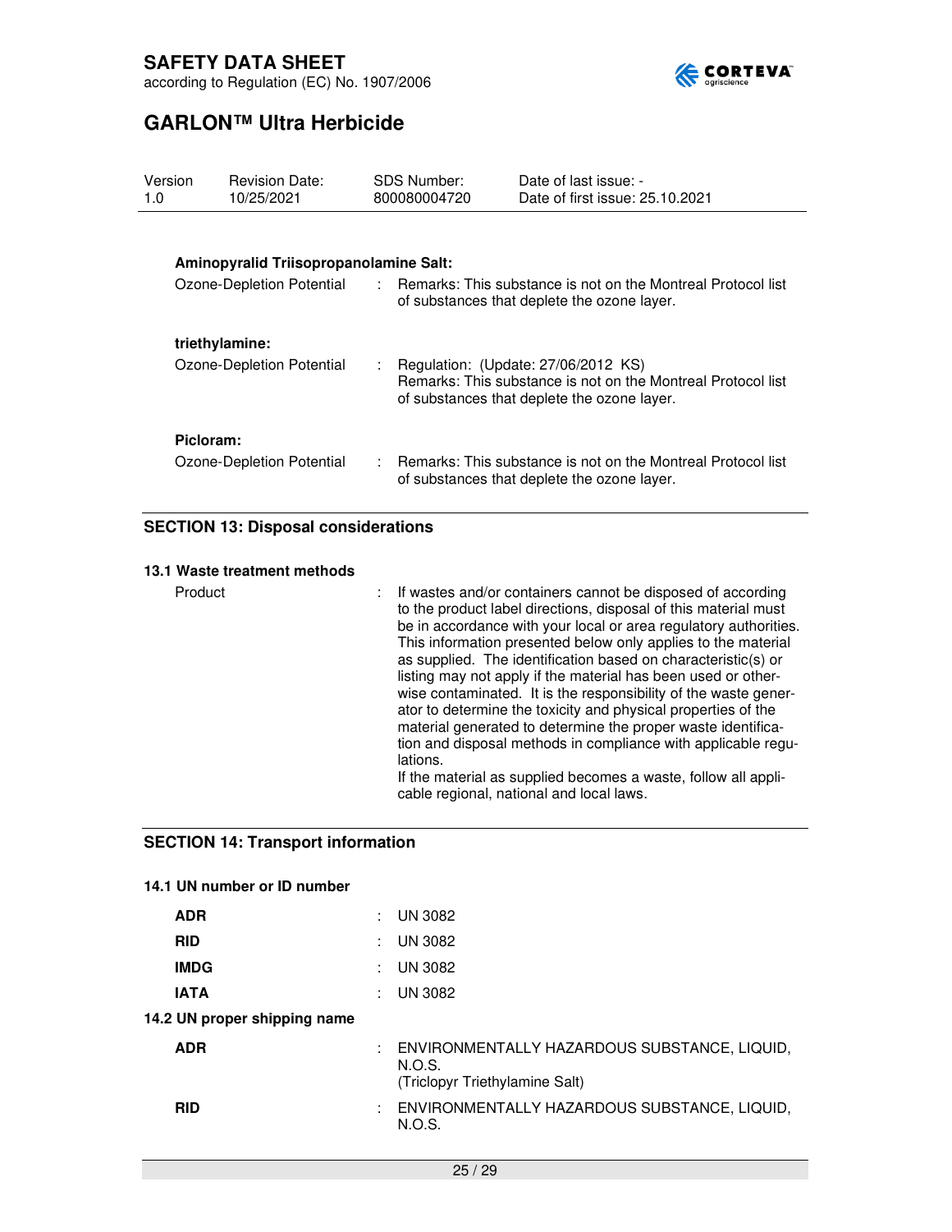**Aminopyralid Triisopropanolamine Salt:**

Ozone-Depletion Potential : Remarks: This substance is not on the Montreal Protocol list of substances that deplete the ozone layer.

**triethylamine:**

Ozone-Depletion Potential : Regulation: (Update: 27/06/2012 KS)
Remarks: This substance is not on the Montreal Protocol list of substances that deplete the ozone layer.

**Picloram:**

Ozone-Depletion Potential : Remarks: This substance is not on the Montreal Protocol list of substances that deplete the ozone layer.

## SECTION 13: Disposal considerations

### 13.1 Waste treatment methods

Product : If wastes and/or containers cannot be disposed of according to the product label directions, disposal of this material must be in accordance with your local or area regulatory authorities. This information presented below only applies to the material as supplied. The identification based on characteristic(s) or listing may not apply if the material has been used or otherwise contaminated. It is the responsibility of the waste generator to determine the toxicity and physical properties of the material generated to determine the proper waste identification and disposal methods in compliance with applicable regulations.
If the material as supplied becomes a waste, follow all applicable regional, national and local laws.

## SECTION 14: Transport information

### 14.1 UN number or ID number

**ADR** : UN 3082

**RID** : UN 3082

**IMDG** : UN 3082

**IATA** : UN 3082

### 14.2 UN proper shipping name

**ADR** : ENVIRONMENTALLY HAZARDOUS SUBSTANCE, LIQUID, N.O.S.
(Triclopyr Triethylamine Salt)

**RID** : ENVIRONMENTALLY HAZARDOUS SUBSTANCE, LIQUID, N.O.S.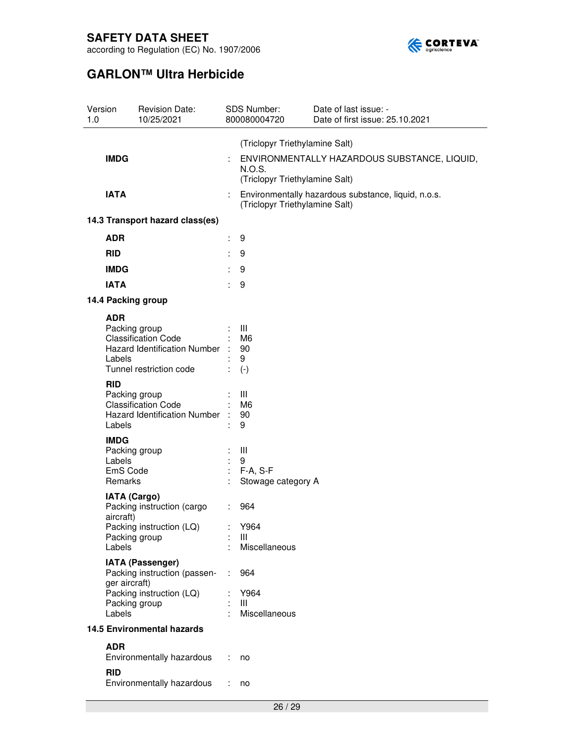(Triclopyr Triethylamine Salt)

**IMDG** : ENVIRONMENTALLY HAZARDOUS SUBSTANCE, LIQUID, N.O.S.
(Triclopyr Triethylamine Salt)

**IATA** : Environmentally hazardous substance, liquid, n.o.s.
(Triclopyr Triethylamine Salt)

**14.3 Transport hazard class(es)**

| | | |
|---|---|---|
| **ADR** | : | 9 |
| **RID** | : | 9 |
| **IMDG** | : | 9 |
| **IATA** | : | 9 |

**14.4 Packing group**

**ADR**

| | | |
|---|---|---|
| Packing group | : | III |
| Classification Code | : | M6 |
| Hazard Identification Number | : | 90 |
| Labels | : | 9 |
| Tunnel restriction code | : | (-) |

**RID**

| | | |
|---|---|---|
| Packing group | : | III |
| Classification Code | : | M6 |
| Hazard Identification Number | : | 90 |
| Labels | : | 9 |

**IMDG**

| | | |
|---|---|---|
| Packing group | : | III |
| Labels | : | 9 |
| EmS Code | : | F-A, S-F |
| Remarks | : | Stowage category A |

**IATA (Cargo)**

| | | |
|---|---|---|
| Packing instruction (cargo aircraft) | : | 964 |
| Packing instruction (LQ) | : | Y964 |
| Packing group | : | III |
| Labels | : | Miscellaneous |

**IATA (Passenger)**

| | | |
|---|---|---|
| Packing instruction (passenger aircraft) | : | 964 |
| Packing instruction (LQ) | : | Y964 |
| Packing group | : | III |
| Labels | : | Miscellaneous |

**14.5 Environmental hazards**

**ADR**

| | | |
|---|---|---|
| Environmentally hazardous | : | no |

**RID**

| | | |
|---|---|---|
| Environmentally hazardous | : | no |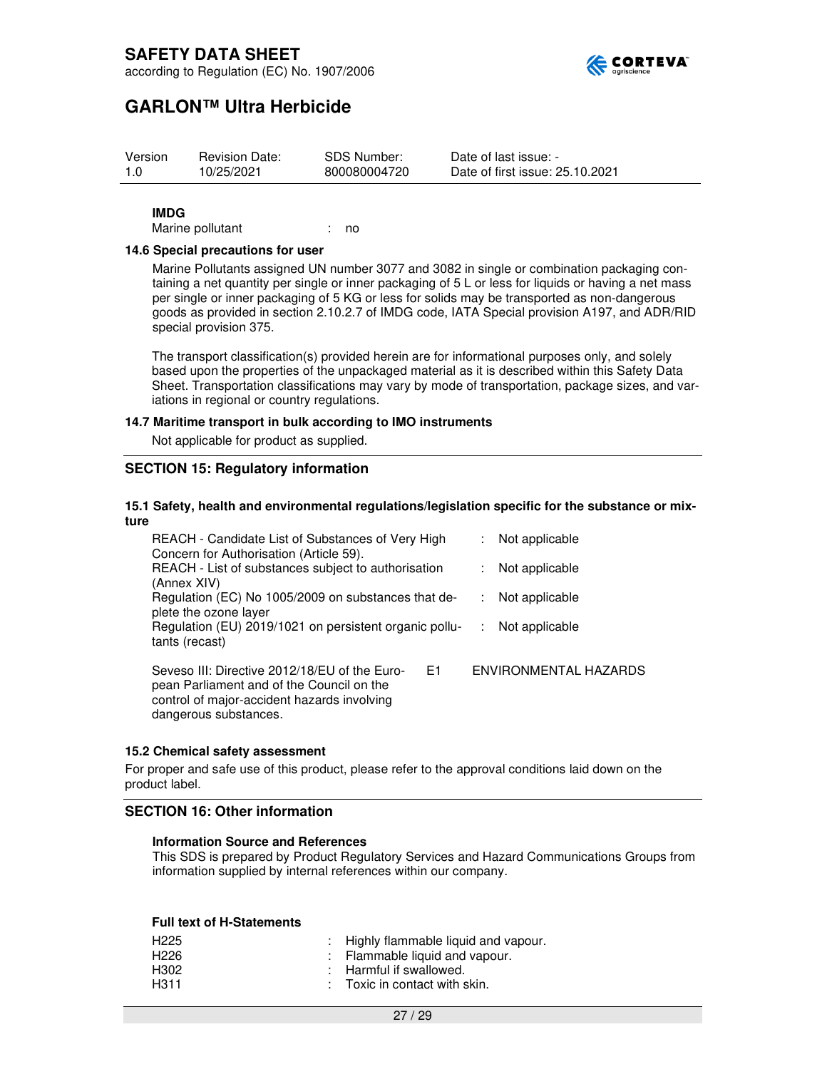**IMDG**

Marine pollutant : no

### 14.6 Special precautions for user

Marine Pollutants assigned UN number 3077 and 3082 in single or combination packaging containing a net quantity per single or inner packaging of 5 L or less for liquids or having a net mass per single or inner packaging of 5 KG or less for solids may be transported as non-dangerous goods as provided in section 2.10.2.7 of IMDG code, IATA Special provision A197, and ADR/RID special provision 375.

The transport classification(s) provided herein are for informational purposes only, and solely based upon the properties of the unpackaged material as it is described within this Safety Data Sheet. Transportation classifications may vary by mode of transportation, package sizes, and variations in regional or country regulations.

### 14.7 Maritime transport in bulk according to IMO instruments

Not applicable for product as supplied.

## SECTION 15: Regulatory information

### 15.1 Safety, health and environmental regulations/legislation specific for the substance or mixture

| | |
|---|---|
| REACH - Candidate List of Substances of Very High Concern for Authorisation (Article 59). | Not applicable |
| REACH - List of substances subject to authorisation (Annex XIV) | Not applicable |
| Regulation (EC) No 1005/2009 on substances that deplete the ozone layer | Not applicable |
| Regulation (EU) 2019/1021 on persistent organic pollutants (recast) | Not applicable |

| | | |
|---|---|---|
| Seveso III: Directive 2012/18/EU of the European Parliament and of the Council on the control of major-accident hazards involving dangerous substances. | E1 | ENVIRONMENTAL HAZARDS |

### 15.2 Chemical safety assessment

For proper and safe use of this product, please refer to the approval conditions laid down on the product label.

## SECTION 16: Other information

**Information Source and References**

This SDS is prepared by Product Regulatory Services and Hazard Communications Groups from information supplied by internal references within our company.

**Full text of H-Statements**

| | |
|---|---|
| H225 | Highly flammable liquid and vapour. |
| H226 | Flammable liquid and vapour. |
| H302 | Harmful if swallowed. |
| H311 | Toxic in contact with skin. |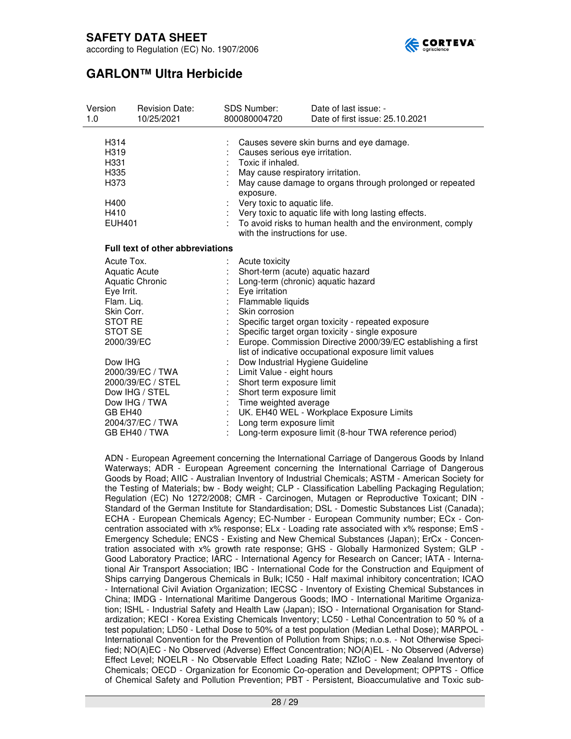| | | | |
|---|---|---|---|
| Version 1.0 | Revision Date: 10/25/2021 | SDS Number: 800080004720 | Date of last issue: - Date of first issue: 25.10.2021 |

| | | |
|---|---|---|
| H314 | : | Causes severe skin burns and eye damage. |
| H319 | : | Causes serious eye irritation. |
| H331 | : | Toxic if inhaled. |
| H335 | : | May cause respiratory irritation. |
| H373 | : | May cause damage to organs through prolonged or repeated exposure. |
| H400 | : | Very toxic to aquatic life. |
| H410 | : | Very toxic to aquatic life with long lasting effects. |
| EUH401 | : | To avoid risks to human health and the environment, comply with the instructions for use. |

**Full text of other abbreviations**

| | | |
|---|---|---|
| Acute Tox. | : | Acute toxicity |
| Aquatic Acute | : | Short-term (acute) aquatic hazard |
| Aquatic Chronic | : | Long-term (chronic) aquatic hazard |
| Eye Irrit. | : | Eye irritation |
| Flam. Liq. | : | Flammable liquids |
| Skin Corr. | : | Skin corrosion |
| STOT RE | : | Specific target organ toxicity - repeated exposure |
| STOT SE | : | Specific target organ toxicity - single exposure |
| 2000/39/EC | : | Europe. Commission Directive 2000/39/EC establishing a first list of indicative occupational exposure limit values |
| Dow IHG | : | Dow Industrial Hygiene Guideline |
| 2000/39/EC / TWA | : | Limit Value - eight hours |
| 2000/39/EC / STEL | : | Short term exposure limit |
| Dow IHG / STEL | : | Short term exposure limit |
| Dow IHG / TWA | : | Time weighted average |
| GB EH40 | : | UK. EH40 WEL - Workplace Exposure Limits |
| 2004/37/EC / TWA | : | Long term exposure limit |
| GB EH40 / TWA | : | Long-term exposure limit (8-hour TWA reference period) |

ADN - European Agreement concerning the International Carriage of Dangerous Goods by Inland Waterways; ADR - European Agreement concerning the International Carriage of Dangerous Goods by Road; AIIC - Australian Inventory of Industrial Chemicals; ASTM - American Society for the Testing of Materials; bw - Body weight; CLP - Classification Labelling Packaging Regulation; Regulation (EC) No 1272/2008; CMR - Carcinogen, Mutagen or Reproductive Toxicant; DIN - Standard of the German Institute for Standardisation; DSL - Domestic Substances List (Canada); ECHA - European Chemicals Agency; EC-Number - European Community number; ECx - Concentration associated with x% response; ELx - Loading rate associated with x% response; EmS - Emergency Schedule; ENCS - Existing and New Chemical Substances (Japan); ErCx - Concentration associated with x% growth rate response; GHS - Globally Harmonized System; GLP - Good Laboratory Practice; IARC - International Agency for Research on Cancer; IATA - International Air Transport Association; IBC - International Code for the Construction and Equipment of Ships carrying Dangerous Chemicals in Bulk; IC50 - Half maximal inhibitory concentration; ICAO - International Civil Aviation Organization; IECSC - Inventory of Existing Chemical Substances in China; IMDG - International Maritime Dangerous Goods; IMO - International Maritime Organization; ISHL - Industrial Safety and Health Law (Japan); ISO - International Organisation for Standardization; KECI - Korea Existing Chemicals Inventory; LC50 - Lethal Concentration to 50 % of a test population; LD50 - Lethal Dose to 50% of a test population (Median Lethal Dose); MARPOL - International Convention for the Prevention of Pollution from Ships; n.o.s. - Not Otherwise Specified; NO(A)EC - No Observed (Adverse) Effect Concentration; NO(A)EL - No Observed (Adverse) Effect Level; NOELR - No Observable Effect Loading Rate; NZIoC - New Zealand Inventory of Chemicals; OECD - Organization for Economic Co-operation and Development; OPPTS - Office of Chemical Safety and Pollution Prevention; PBT - Persistent, Bioaccumulative and Toxic sub-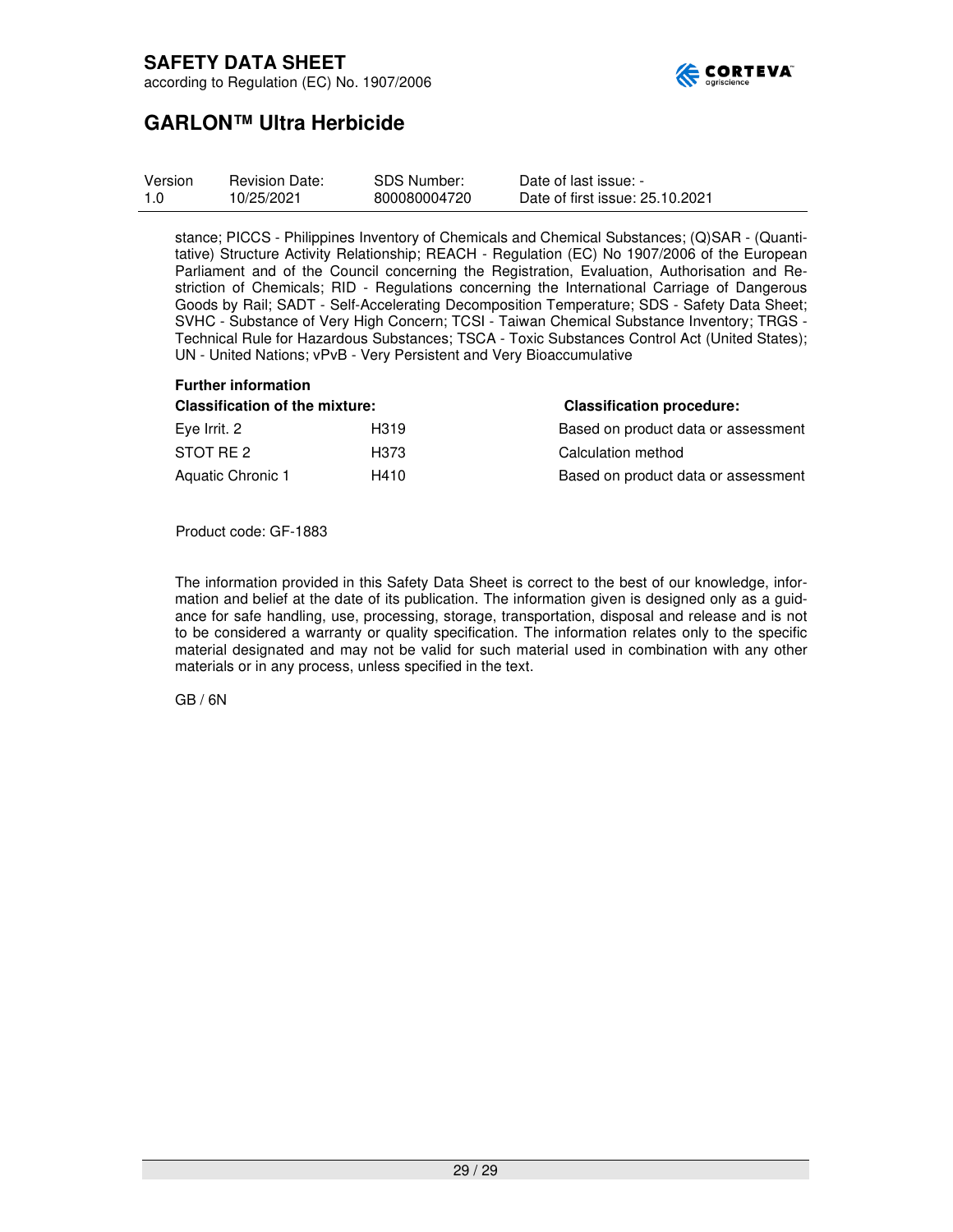stance; PICCS - Philippines Inventory of Chemicals and Chemical Substances; (Q)SAR - (Quantitative) Structure Activity Relationship; REACH - Regulation (EC) No 1907/2006 of the European Parliament and of the Council concerning the Registration, Evaluation, Authorisation and Restriction of Chemicals; RID - Regulations concerning the International Carriage of Dangerous Goods by Rail; SADT - Self-Accelerating Decomposition Temperature; SDS - Safety Data Sheet; SVHC - Substance of Very High Concern; TCSI - Taiwan Chemical Substance Inventory; TRGS - Technical Rule for Hazardous Substances; TSCA - Toxic Substances Control Act (United States); UN - United Nations; vPvB - Very Persistent and Very Bioaccumulative

**Further information**

| Classification of the mixture: | | Classification procedure: |
|---|---|---|
| Eye Irrit. 2 | H319 | Based on product data or assessment |
| STOT RE 2 | H373 | Calculation method |
| Aquatic Chronic 1 | H410 | Based on product data or assessment |

Product code: GF-1883

The information provided in this Safety Data Sheet is correct to the best of our knowledge, information and belief at the date of its publication. The information given is designed only as a guidance for safe handling, use, processing, storage, transportation, disposal and release and is not to be considered a warranty or quality specification. The information relates only to the specific material designated and may not be valid for such material used in combination with any other materials or in any process, unless specified in the text.

GB / 6N